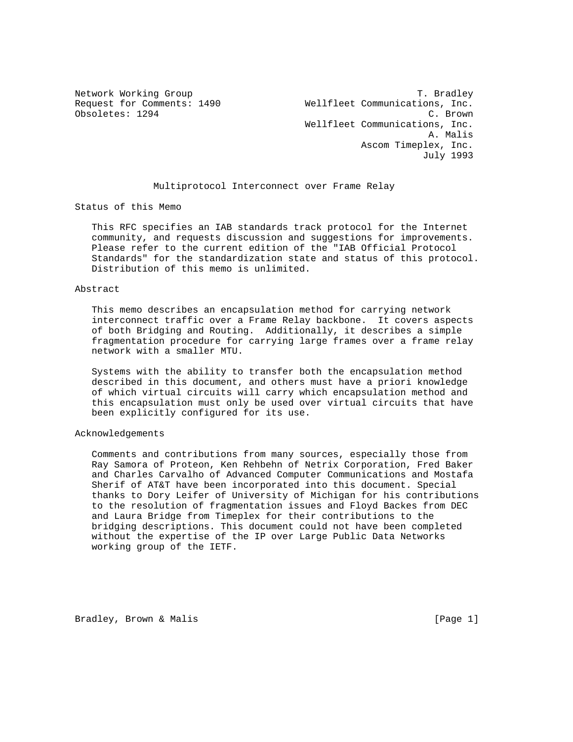Network Working Group T. Bradley
Request for Comments: 1490 Wellfleet Communications, Inc.
Obsoletes: 1294 C. Brown
Wellfleet Communications, Inc.
A. Malis
Ascom Timeplex, Inc.
July 1993

# Multiprotocol Interconnect over Frame Relay

## Status of this Memo

This RFC specifies an IAB standards track protocol for the Internet community, and requests discussion and suggestions for improvements. Please refer to the current edition of the "IAB Official Protocol Standards" for the standardization state and status of this protocol. Distribution of this memo is unlimited.

## Abstract

This memo describes an encapsulation method for carrying network interconnect traffic over a Frame Relay backbone. It covers aspects of both Bridging and Routing. Additionally, it describes a simple fragmentation procedure for carrying large frames over a frame relay network with a smaller MTU.

Systems with the ability to transfer both the encapsulation method described in this document, and others must have a priori knowledge of which virtual circuits will carry which encapsulation method and this encapsulation must only be used over virtual circuits that have been explicitly configured for its use.

## Acknowledgements

Comments and contributions from many sources, especially those from Ray Samora of Proteon, Ken Rehbehn of Netrix Corporation, Fred Baker and Charles Carvalho of Advanced Computer Communications and Mostafa Sherif of AT&T have been incorporated into this document. Special thanks to Dory Leifer of University of Michigan for his contributions to the resolution of fragmentation issues and Floyd Backes from DEC and Laura Bridge from Timeplex for their contributions to the bridging descriptions. This document could not have been completed without the expertise of the IP over Large Public Data Networks working group of the IETF.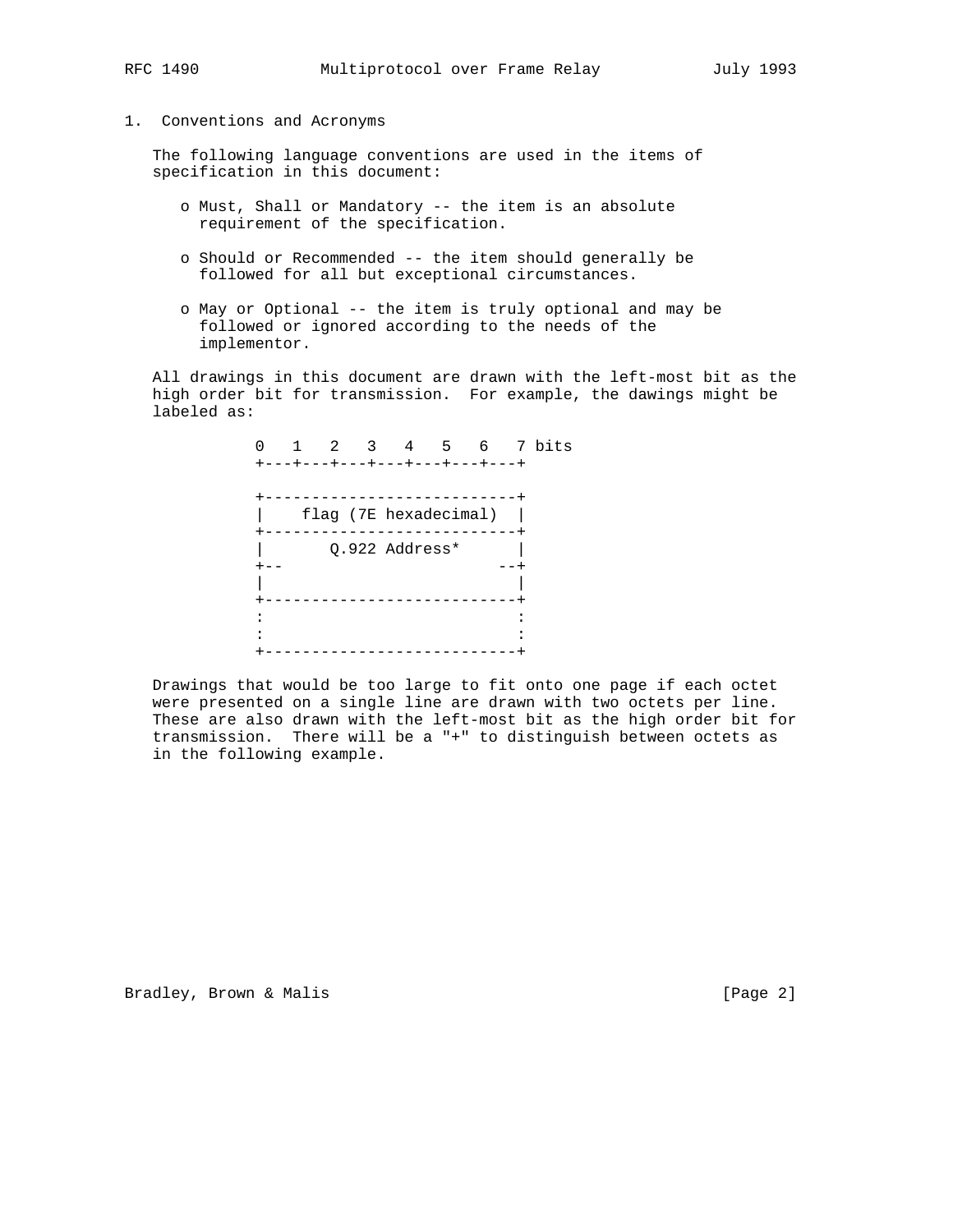## 1. Conventions and Acronyms

The following language conventions are used in the items of specification in this document:

- o Must, Shall or Mandatory -- the item is an absolute requirement of the specification.
- o Should or Recommended -- the item should generally be followed for all but exceptional circumstances.
- o May or Optional -- the item is truly optional and may be followed or ignored according to the needs of the implementor.

All drawings in this document are drawn with the left-most bit as the high order bit for transmission. For example, the dawings might be labeled as:

```
 0   1   2   3   4   5   6   7 bits
+---+---+---+---+---+---+---+---+

+-----------------------------+
|    flag (7E hexadecimal)    |
+-----------------------------+
|       Q.922 Address*        |
+--                         --+
|                             |
+-----------------------------+
:                             :
:                             :
+-----------------------------+
```

Drawings that would be too large to fit onto one page if each octet were presented on a single line are drawn with two octets per line. These are also drawn with the left-most bit as the high order bit for transmission. There will be a "+" to distinguish between octets as in the following example.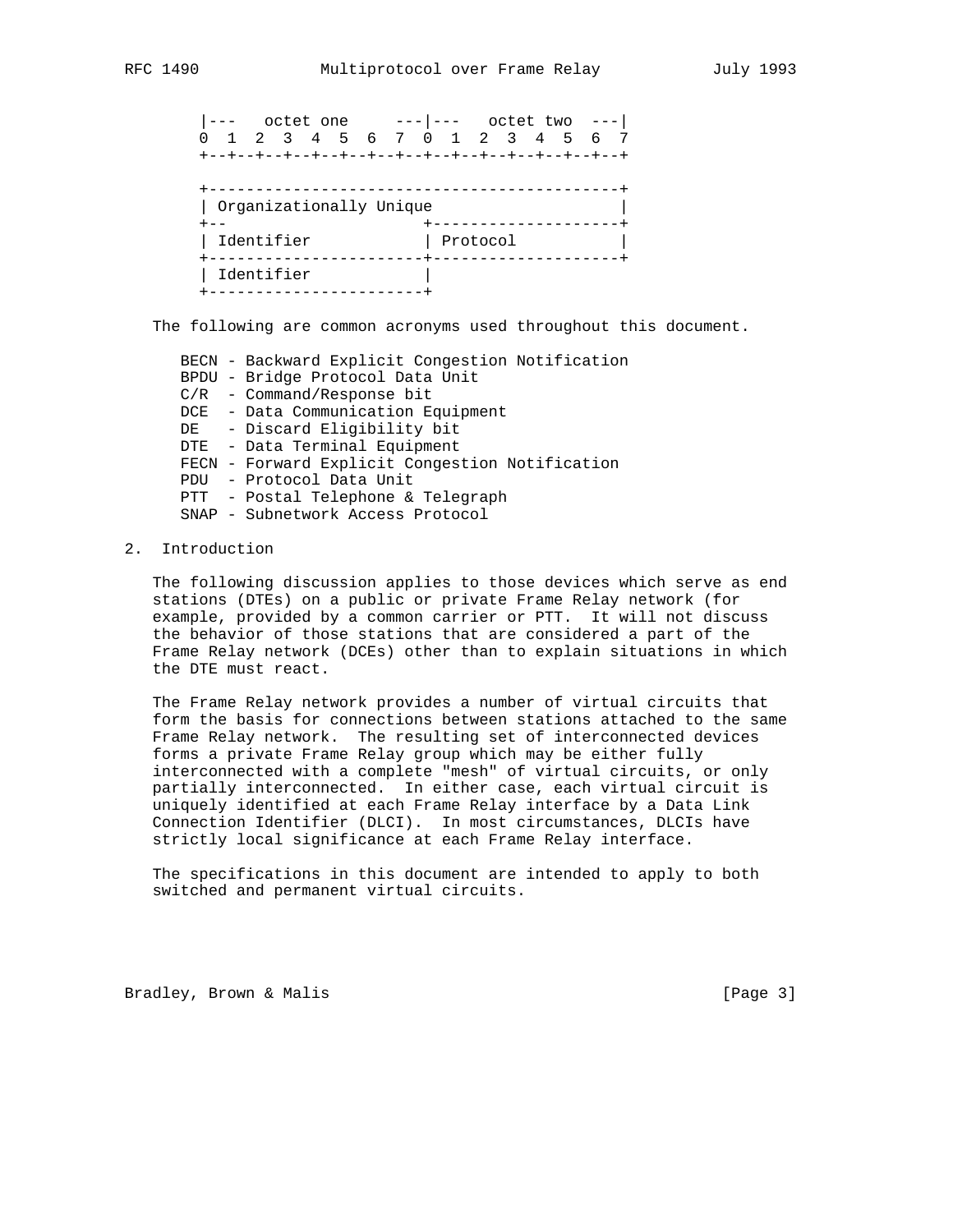```
|---   octet one     ---|---   octet two  ---|
0  1  2  3  4  5  6  7  0  1  2  3  4  5  6  7
+--+--+--+--+--+--+--+--+--+--+--+--+--+--+--+--+

+--------------------------------------------+
| Organizationally Unique                    |
+--                     +--------------------+
| Identifier            | Protocol           |
+-----------------------+--------------------+
| Identifier            |
+-----------------------+
```

The following are common acronyms used throughout this document.

- BECN - Backward Explicit Congestion Notification
- BPDU - Bridge Protocol Data Unit
- C/R - Command/Response bit
- DCE - Data Communication Equipment
- DE - Discard Eligibility bit
- DTE - Data Terminal Equipment
- FECN - Forward Explicit Congestion Notification
- PDU - Protocol Data Unit
- PTT - Postal Telephone & Telegraph
- SNAP - Subnetwork Access Protocol

## 2. Introduction

The following discussion applies to those devices which serve as end stations (DTEs) on a public or private Frame Relay network (for example, provided by a common carrier or PTT. It will not discuss the behavior of those stations that are considered a part of the Frame Relay network (DCEs) other than to explain situations in which the DTE must react.

The Frame Relay network provides a number of virtual circuits that form the basis for connections between stations attached to the same Frame Relay network. The resulting set of interconnected devices forms a private Frame Relay group which may be either fully interconnected with a complete "mesh" of virtual circuits, or only partially interconnected. In either case, each virtual circuit is uniquely identified at each Frame Relay interface by a Data Link Connection Identifier (DLCI). In most circumstances, DLCIs have strictly local significance at each Frame Relay interface.

The specifications in this document are intended to apply to both switched and permanent virtual circuits.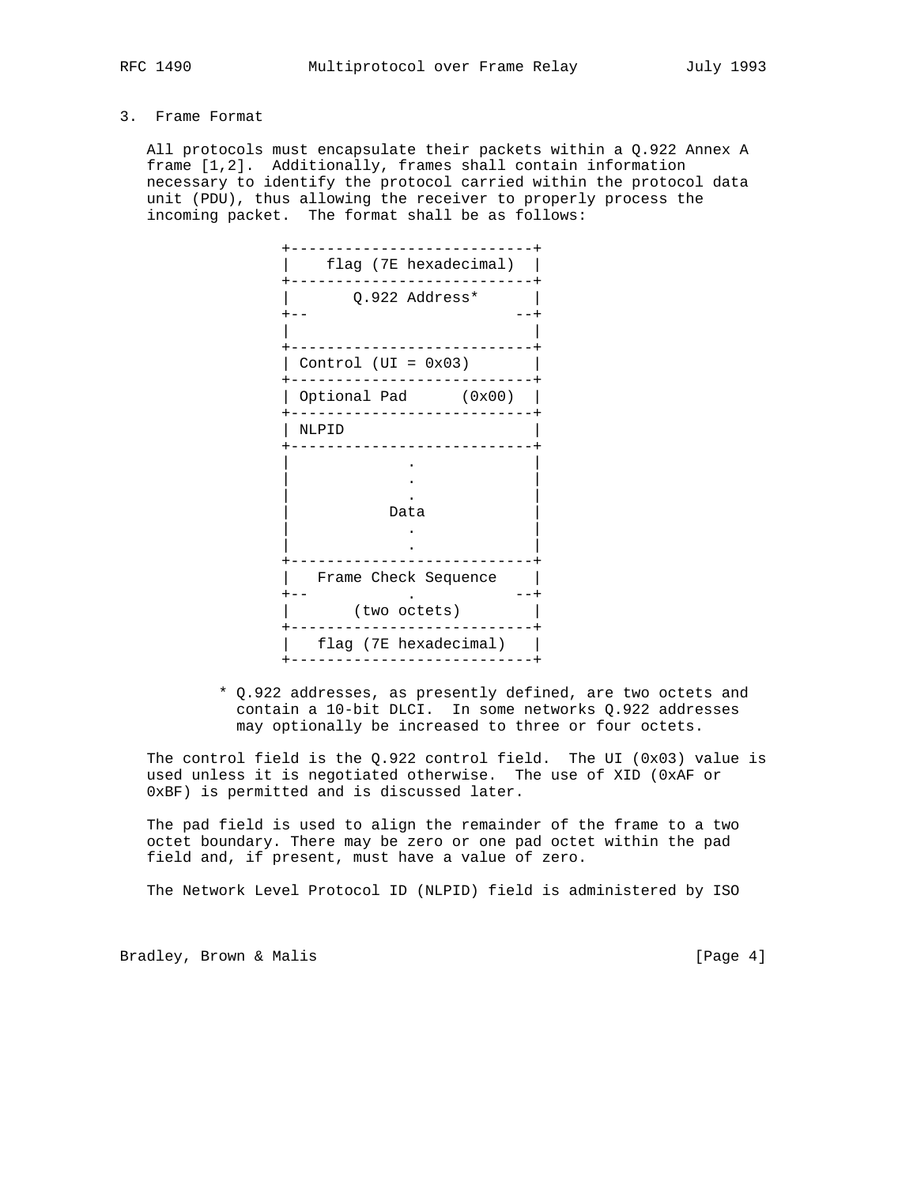## 3. Frame Format

All protocols must encapsulate their packets within a Q.922 Annex A frame [1,2]. Additionally, frames shall contain information necessary to identify the protocol carried within the protocol data unit (PDU), thus allowing the receiver to properly process the incoming packet. The format shall be as follows:

```
+---------------------------+
|    flag (7E hexadecimal)  |
+---------------------------+
|       Q.922 Address*      |
+--                       --+
|                           |
+---------------------------+
| Control (UI = 0x03)       |
+---------------------------+
| Optional Pad      (0x00)  |
+---------------------------+
| NLPID                     |
+---------------------------+
|             .             |
|             .             |
|             .             |
|           Data            |
|             .             |
|             .             |
+---------------------------+
|   Frame Check Sequence    |
+--           .           --+
|       (two octets)        |
+---------------------------+
|   flag (7E hexadecimal)   |
+---------------------------+
```

\* Q.922 addresses, as presently defined, are two octets and contain a 10-bit DLCI. In some networks Q.922 addresses may optionally be increased to three or four octets.

The control field is the Q.922 control field. The UI (0x03) value is used unless it is negotiated otherwise. The use of XID (0xAF or 0xBF) is permitted and is discussed later.

The pad field is used to align the remainder of the frame to a two octet boundary. There may be zero or one pad octet within the pad field and, if present, must have a value of zero.

The Network Level Protocol ID (NLPID) field is administered by ISO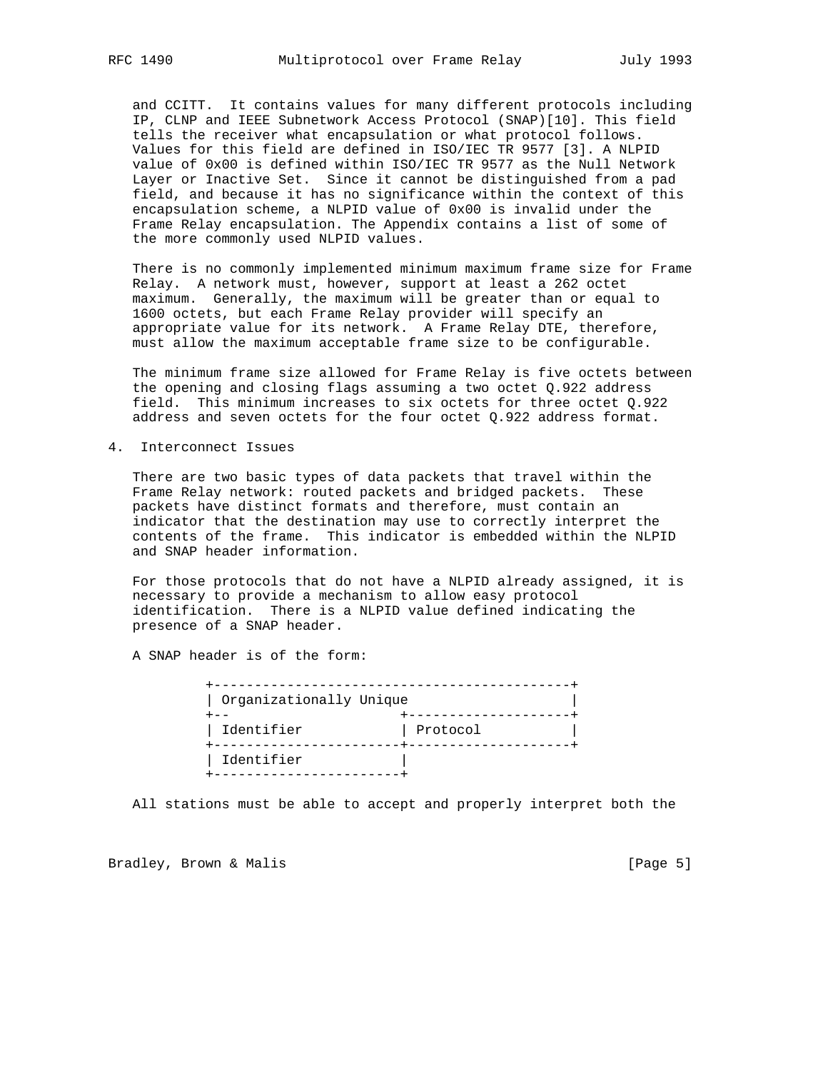and CCITT. It contains values for many different protocols including IP, CLNP and IEEE Subnetwork Access Protocol (SNAP)[10]. This field tells the receiver what encapsulation or what protocol follows. Values for this field are defined in ISO/IEC TR 9577 [3]. A NLPID value of 0x00 is defined within ISO/IEC TR 9577 as the Null Network Layer or Inactive Set. Since it cannot be distinguished from a pad field, and because it has no significance within the context of this encapsulation scheme, a NLPID value of 0x00 is invalid under the Frame Relay encapsulation. The Appendix contains a list of some of the more commonly used NLPID values.

There is no commonly implemented minimum maximum frame size for Frame Relay. A network must, however, support at least a 262 octet maximum. Generally, the maximum will be greater than or equal to 1600 octets, but each Frame Relay provider will specify an appropriate value for its network. A Frame Relay DTE, therefore, must allow the maximum acceptable frame size to be configurable.

The minimum frame size allowed for Frame Relay is five octets between the opening and closing flags assuming a two octet Q.922 address field. This minimum increases to six octets for three octet Q.922 address and seven octets for the four octet Q.922 address format.

## 4. Interconnect Issues

There are two basic types of data packets that travel within the Frame Relay network: routed packets and bridged packets. These packets have distinct formats and therefore, must contain an indicator that the destination may use to correctly interpret the contents of the frame. This indicator is embedded within the NLPID and SNAP header information.

For those protocols that do not have a NLPID already assigned, it is necessary to provide a mechanism to allow easy protocol identification. There is a NLPID value defined indicating the presence of a SNAP header.

A SNAP header is of the form:

```
+--------------------------------------------+
| Organizationally Unique                    |
+--                     +--------------------+
| Identifier            | Protocol           |
+-----------------------+--------------------+
| Identifier            |
+-----------------------+
```

All stations must be able to accept and properly interpret both the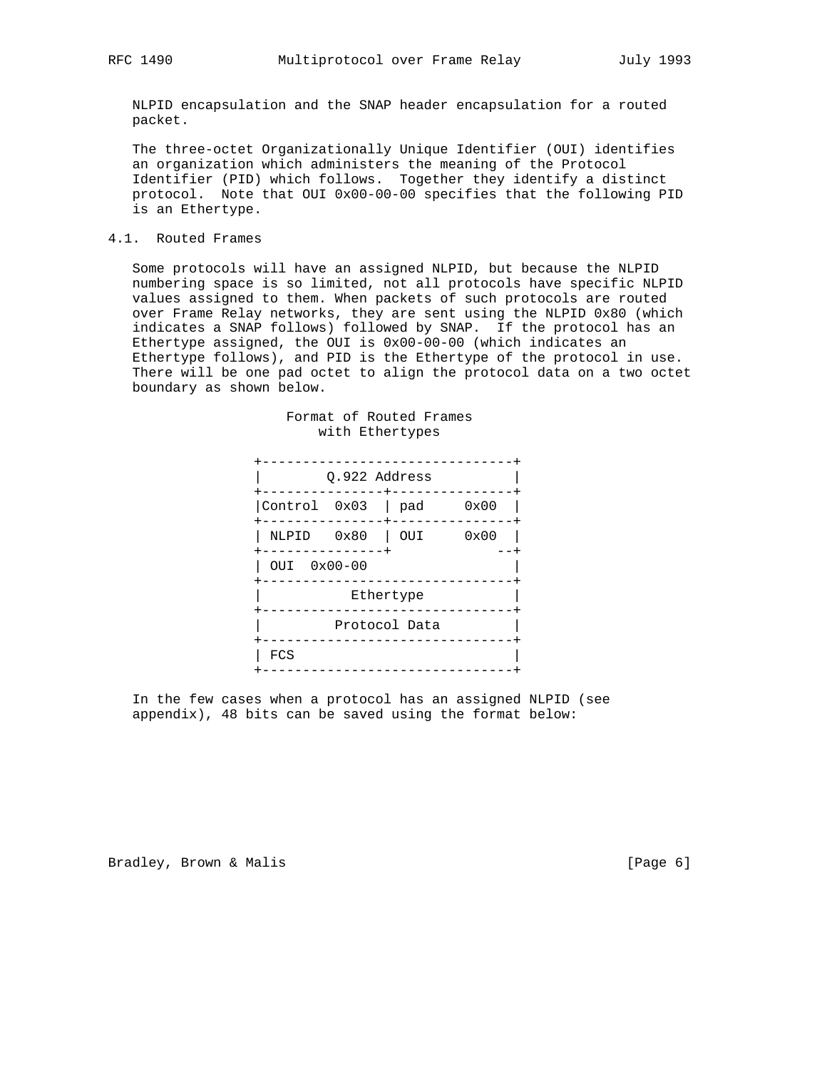NLPID encapsulation and the SNAP header encapsulation for a routed packet.

The three-octet Organizationally Unique Identifier (OUI) identifies an organization which administers the meaning of the Protocol Identifier (PID) which follows. Together they identify a distinct protocol. Note that OUI 0x00-00-00 specifies that the following PID is an Ethertype.

## 4.1. Routed Frames

Some protocols will have an assigned NLPID, but because the NLPID numbering space is so limited, not all protocols have specific NLPID values assigned to them. When packets of such protocols are routed over Frame Relay networks, they are sent using the NLPID 0x80 (which indicates a SNAP follows) followed by SNAP. If the protocol has an Ethertype assigned, the OUI is 0x00-00-00 (which indicates an Ethertype follows), and PID is the Ethertype of the protocol in use. There will be one pad octet to align the protocol data on a two octet boundary as shown below.

```
                  Format of Routed Frames
                      with Ethertypes

               +-------------------------------+
               |        Q.922 Address          |
               +---------------+---------------+
               |Control  0x03  | pad     0x00  |
               +---------------+---------------+
               | NLPID   0x80  | OUI     0x00  |
               +---------------+             --+
               | OUI  0x00-00                  |
               +-------------------------------+
               |           Ethertype           |
               +-------------------------------+
               |         Protocol Data         |
               +-------------------------------+
               | FCS                           |
               +-------------------------------+
```

In the few cases when a protocol has an assigned NLPID (see appendix), 48 bits can be saved using the format below: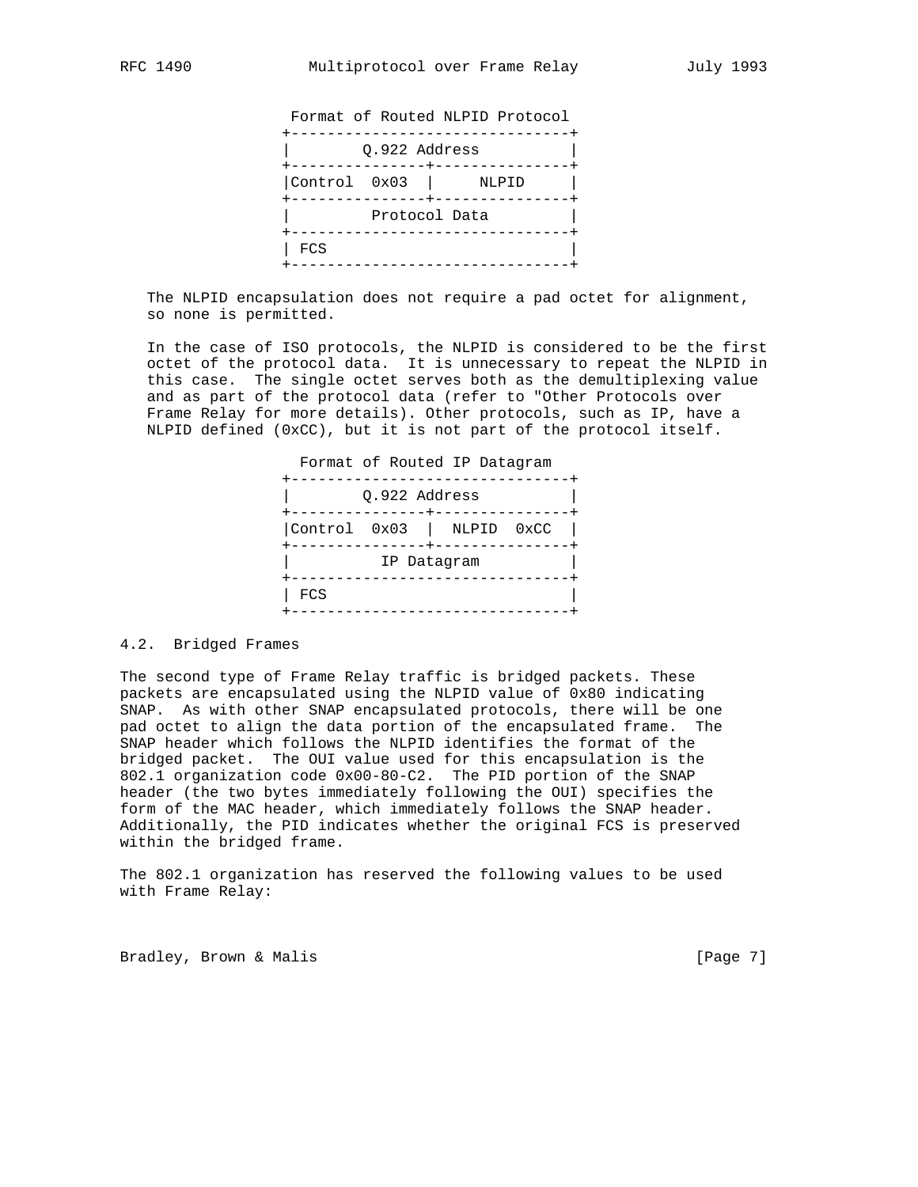```
  Format of Routed NLPID Protocol
+-------------------------------+
|        Q.922 Address          |
+---------------+---------------+
|Control  0x03  |     NLPID     |
+---------------+---------------+
|         Protocol Data         |
+-------------------------------+
| FCS                           |
+-------------------------------+
```

The NLPID encapsulation does not require a pad octet for alignment, so none is permitted.

In the case of ISO protocols, the NLPID is considered to be the first octet of the protocol data. It is unnecessary to repeat the NLPID in this case. The single octet serves both as the demultiplexing value and as part of the protocol data (refer to "Other Protocols over Frame Relay for more details). Other protocols, such as IP, have a NLPID defined (0xCC), but it is not part of the protocol itself.

```
   Format of Routed IP Datagram
+-------------------------------+
|        Q.922 Address          |
+---------------+---------------+
|Control  0x03  |  NLPID  0xCC  |
+---------------+---------------+
|          IP Datagram          |
+-------------------------------+
| FCS                           |
+-------------------------------+
```

## 4.2. Bridged Frames

The second type of Frame Relay traffic is bridged packets. These packets are encapsulated using the NLPID value of 0x80 indicating SNAP. As with other SNAP encapsulated protocols, there will be one pad octet to align the data portion of the encapsulated frame. The SNAP header which follows the NLPID identifies the format of the bridged packet. The OUI value used for this encapsulation is the 802.1 organization code 0x00-80-C2. The PID portion of the SNAP header (the two bytes immediately following the OUI) specifies the form of the MAC header, which immediately follows the SNAP header. Additionally, the PID indicates whether the original FCS is preserved within the bridged frame.

The 802.1 organization has reserved the following values to be used with Frame Relay: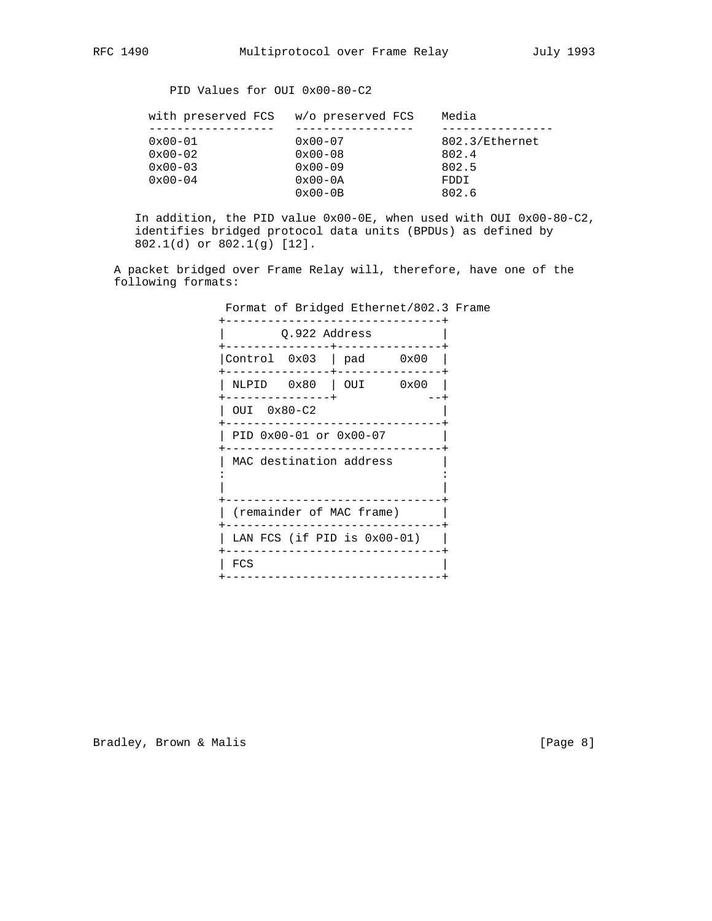PID Values for OUI 0x00-80-C2

| with preserved FCS | w/o preserved FCS | Media |
|---|---|---|
| 0x00-01 | 0x00-07 | 802.3/Ethernet |
| 0x00-02 | 0x00-08 | 802.4 |
| 0x00-03 | 0x00-09 | 802.5 |
| 0x00-04 | 0x00-0A | FDDI |
| | 0x00-0B | 802.6 |

In addition, the PID value 0x00-0E, when used with OUI 0x00-80-C2, identifies bridged protocol data units (BPDUs) as defined by 802.1(d) or 802.1(g) [12].

A packet bridged over Frame Relay will, therefore, have one of the following formats:

```
 Format of Bridged Ethernet/802.3 Frame
+-------------------------------+
|        Q.922 Address          |
+---------------+---------------+
|Control  0x03  | pad     0x00  |
+---------------+---------------+
| NLPID   0x80  | OUI     0x00  |
+---------------+             --+
| OUI  0x80-C2                  |
+-------------------------------+
| PID 0x00-01 or 0x00-07        |
+-------------------------------+
| MAC destination address       |
:                               :
|                               |
+-------------------------------+
| (remainder of MAC frame)      |
+-------------------------------+
| LAN FCS (if PID is 0x00-01)   |
+-------------------------------+
| FCS                           |
+-------------------------------+
```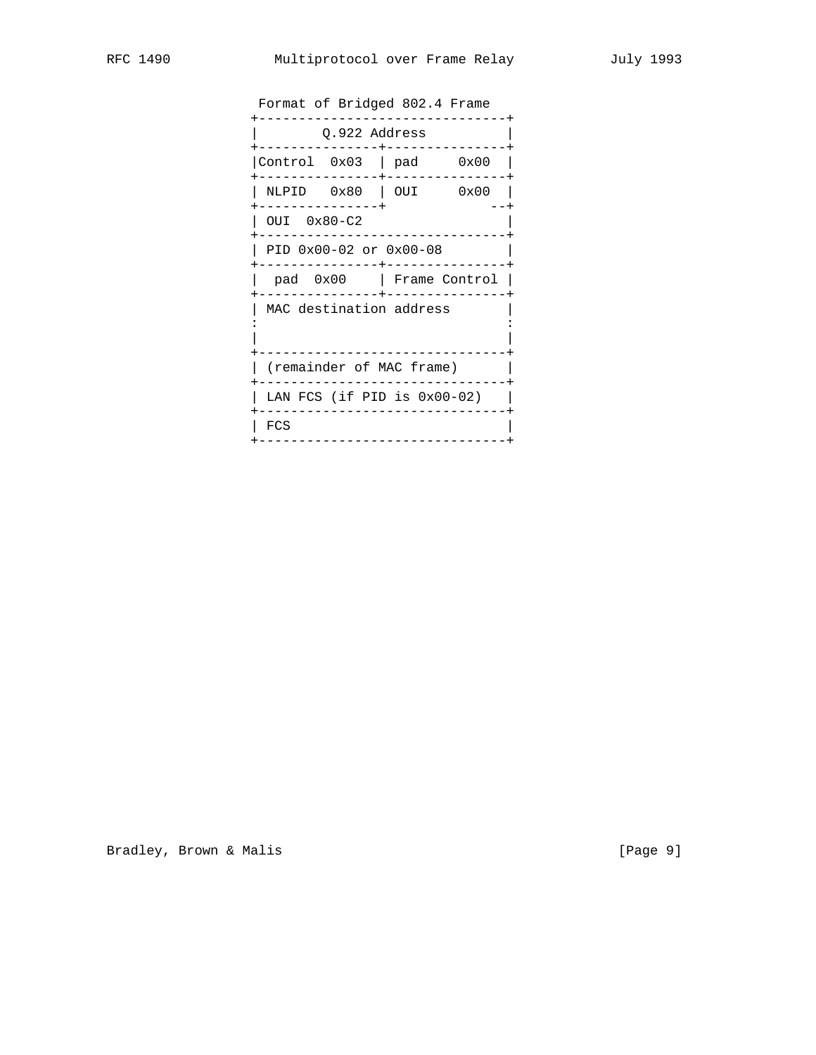```
                Format of Bridged 802.4 Frame
               +-------------------------------+
               |        Q.922 Address          |
               +---------------+---------------+
               |Control  0x03  | pad     0x00  |
               +---------------+---------------+
               | NLPID   0x80  | OUI     0x00  |
               +---------------+             --+
               | OUI  0x80-C2                  |
               +-------------------------------+
               | PID 0x00-02 or 0x00-08        |
               +---------------+---------------+
               |  pad  0x00    | Frame Control |
               +---------------+---------------+
               | MAC destination address       |
               :                               :
               |                               |
               +-------------------------------+
               | (remainder of MAC frame)      |
               +-------------------------------+
               | LAN FCS (if PID is 0x00-02)   |
               +-------------------------------+
               | FCS                           |
               +-------------------------------+
```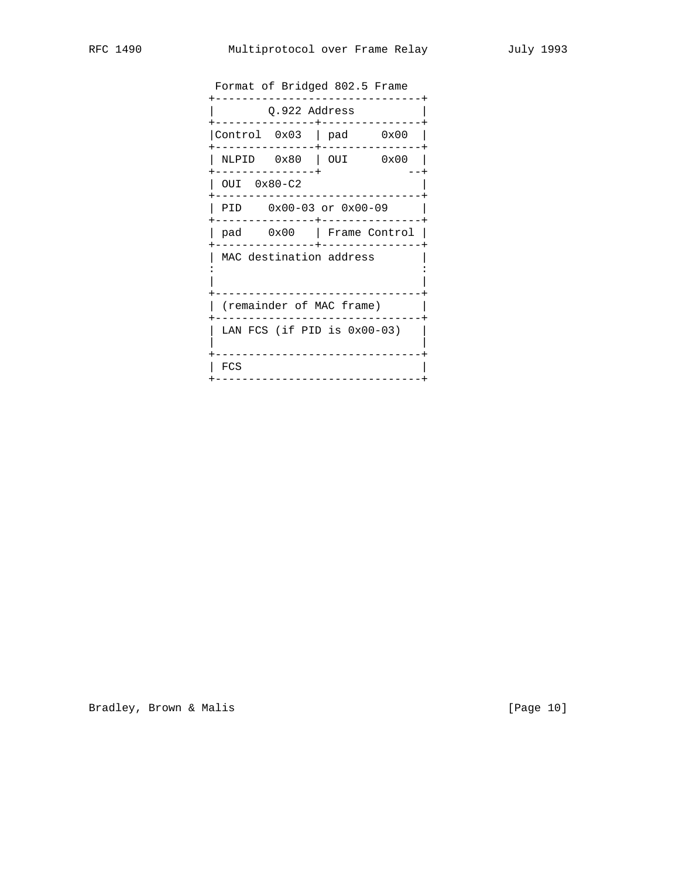```
                Format of Bridged 802.5 Frame
               +-------------------------------+
               |        Q.922 Address          |
               +---------------+---------------+
               |Control  0x03  | pad     0x00  |
               +---------------+---------------+
               | NLPID   0x80  | OUI     0x00  |
               +---------------+             --+
               | OUI  0x80-C2                  |
               +-------------------------------+
               | PID    0x00-03 or 0x00-09     |
               +---------------+---------------+
               | pad    0x00   | Frame Control |
               +---------------+---------------+
               | MAC destination address       |
               :                               :
               |                               |
               +-------------------------------+
               | (remainder of MAC frame)      |
               +-------------------------------+
               | LAN FCS (if PID is 0x00-03)   |
               |                               |
               +-------------------------------+
               | FCS                           |
               +-------------------------------+
```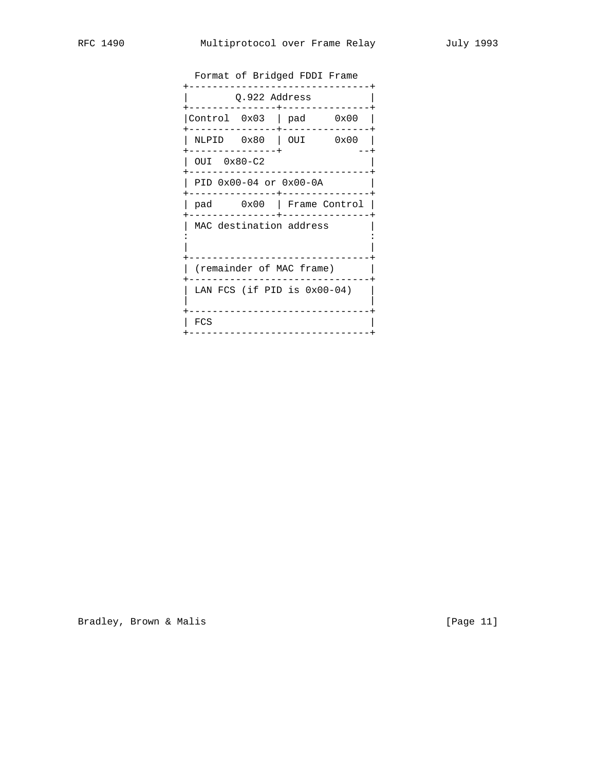```
                 Format of Bridged FDDI Frame
               +-------------------------------+
               |        Q.922 Address          |
               +---------------+---------------+
               |Control  0x03  | pad     0x00  |
               +---------------+---------------+
               | NLPID   0x80  | OUI     0x00  |
               +---------------+             --+
               | OUI  0x80-C2                  |
               +-------------------------------+
               | PID 0x00-04 or 0x00-0A        |
               +---------------+---------------+
               | pad     0x00  | Frame Control |
               +---------------+---------------+
               | MAC destination address       |
               :                               :
               |                               |
               +-------------------------------+
               | (remainder of MAC frame)      |
               +-------------------------------+
               | LAN FCS (if PID is 0x00-04)   |
               |                               |
               +-------------------------------+
               | FCS                           |
               +-------------------------------+
```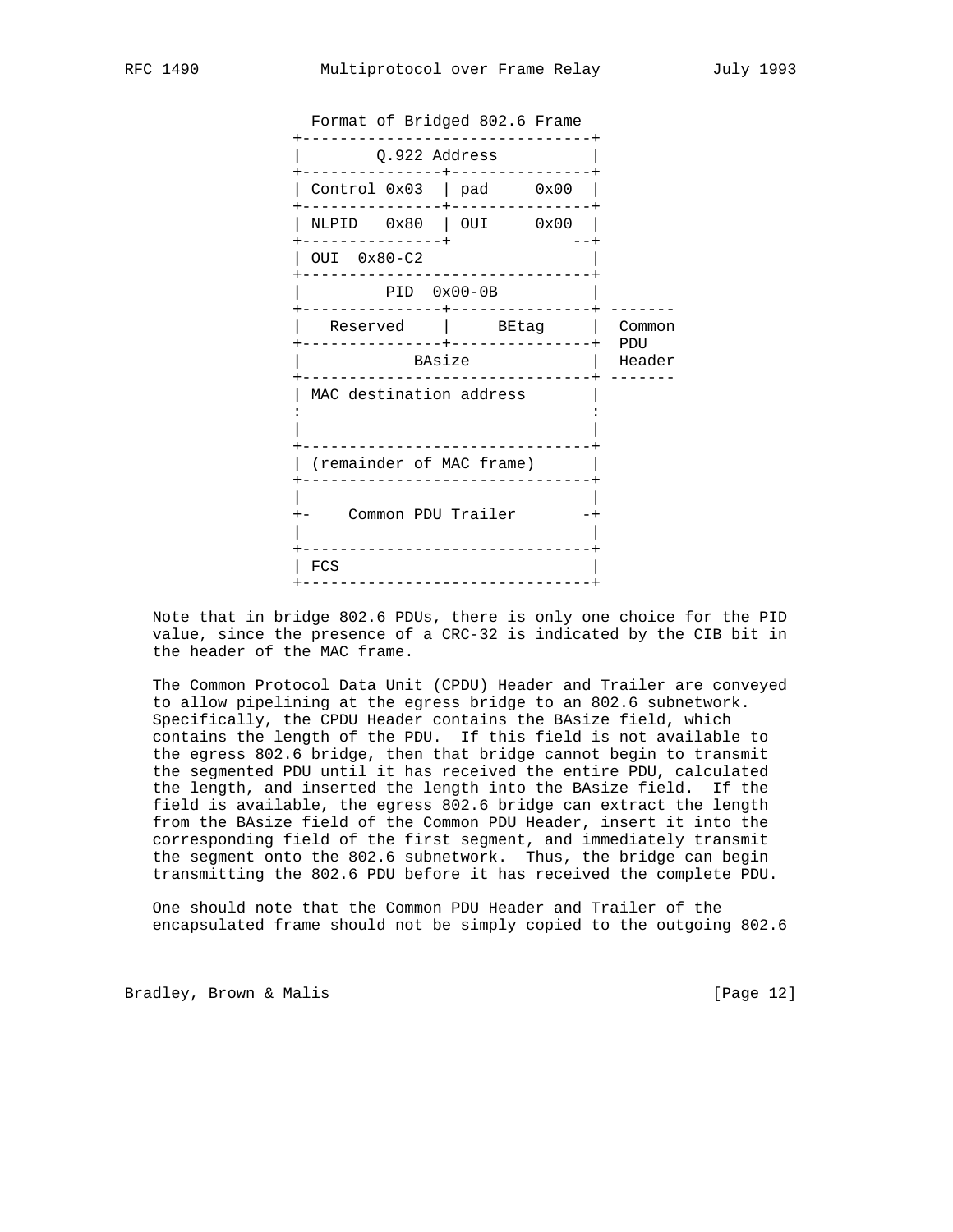```
                 Format of Bridged 802.6 Frame
               +-------------------------------+
               |        Q.922 Address          |
               +---------------+---------------+
               | Control 0x03  | pad     0x00  |
               +---------------+---------------+
               | NLPID   0x80  | OUI     0x00  |
               +---------------+             --+
               | OUI  0x80-C2                  |
               +-------------------------------+
               |         PID  0x00-0B          |
               +---------------+---------------+ -------
               |   Reserved    |     BEtag     |  Common
               +---------------+---------------+  PDU
               |            BAsize             |  Header
               +-------------------------------+ -------
               | MAC destination address       |
               :                               :
               |                               |
               +-------------------------------+
               | (remainder of MAC frame)      |
               +-------------------------------+
               |                               |
               +-    Common PDU Trailer       -+
               |                               |
               +-------------------------------+
               | FCS                           |
               +-------------------------------+
```

Note that in bridge 802.6 PDUs, there is only one choice for the PID value, since the presence of a CRC-32 is indicated by the CIB bit in the header of the MAC frame.

The Common Protocol Data Unit (CPDU) Header and Trailer are conveyed to allow pipelining at the egress bridge to an 802.6 subnetwork. Specifically, the CPDU Header contains the BAsize field, which contains the length of the PDU. If this field is not available to the egress 802.6 bridge, then that bridge cannot begin to transmit the segmented PDU until it has received the entire PDU, calculated the length, and inserted the length into the BAsize field. If the field is available, the egress 802.6 bridge can extract the length from the BAsize field of the Common PDU Header, insert it into the corresponding field of the first segment, and immediately transmit the segment onto the 802.6 subnetwork. Thus, the bridge can begin transmitting the 802.6 PDU before it has received the complete PDU.

One should note that the Common PDU Header and Trailer of the encapsulated frame should not be simply copied to the outgoing 802.6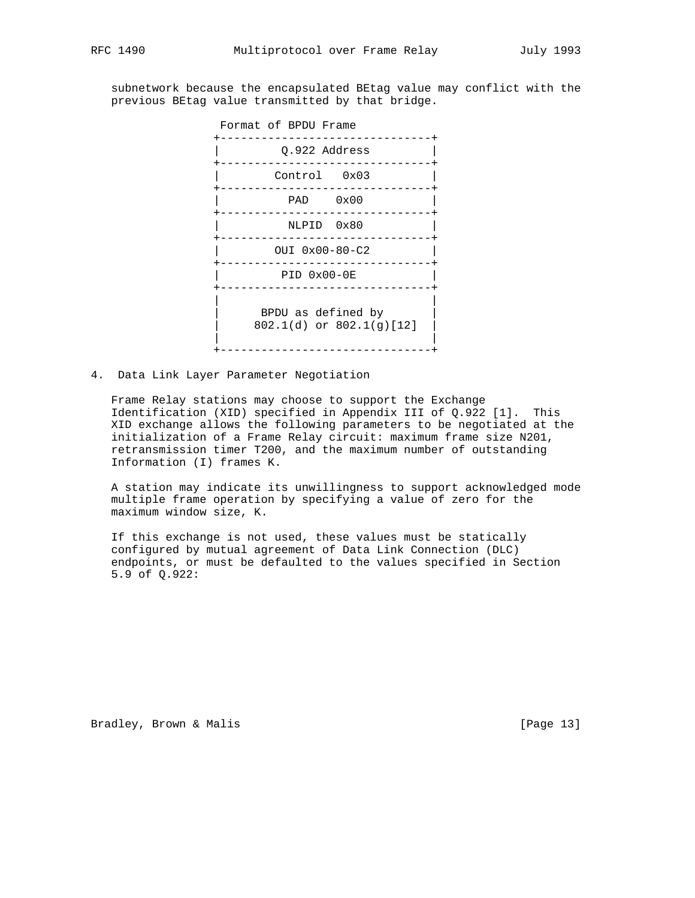subnetwork because the encapsulated BEtag value may conflict with the previous BEtag value transmitted by that bridge.

```
                Format of BPDU Frame
               +-------------------------------+
               |         Q.922 Address         |
               +-------------------------------+
               |        Control   0x03         |
               +-------------------------------+
               |          PAD    0x00          |
               +-------------------------------+
               |          NLPID  0x80          |
               +-------------------------------+
               |        OUI 0x00-80-C2         |
               +-------------------------------+
               |         PID 0x00-0E           |
               +-------------------------------+
               |                               |
               |      BPDU as defined by       |
               |     802.1(d) or 802.1(g)[12]  |
               |                               |
               +-------------------------------+
```

## 4. Data Link Layer Parameter Negotiation

Frame Relay stations may choose to support the Exchange Identification (XID) specified in Appendix III of Q.922 [1]. This XID exchange allows the following parameters to be negotiated at the initialization of a Frame Relay circuit: maximum frame size N201, retransmission timer T200, and the maximum number of outstanding Information (I) frames K.

A station may indicate its unwillingness to support acknowledged mode multiple frame operation by specifying a value of zero for the maximum window size, K.

If this exchange is not used, these values must be statically configured by mutual agreement of Data Link Connection (DLC) endpoints, or must be defaulted to the values specified in Section 5.9 of Q.922: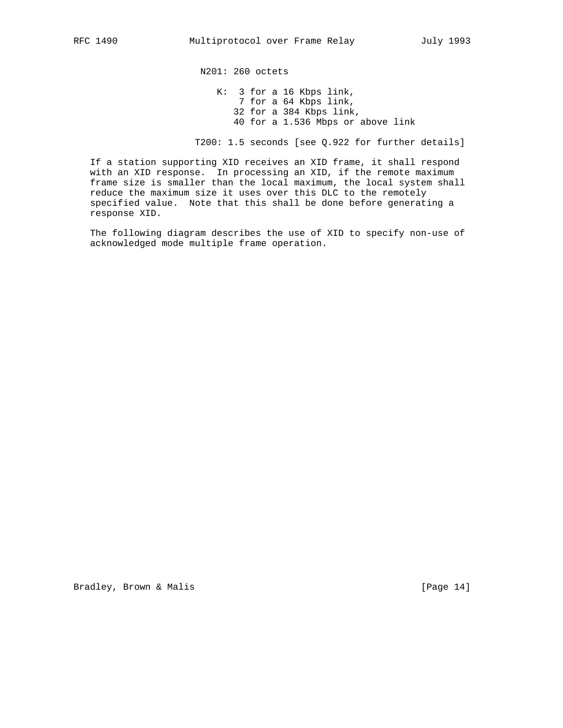N201: 260 octets

K: 3 for a 16 Kbps link,
7 for a 64 Kbps link,
32 for a 384 Kbps link,
40 for a 1.536 Mbps or above link

T200: 1.5 seconds [see Q.922 for further details]

If a station supporting XID receives an XID frame, it shall respond with an XID response. In processing an XID, if the remote maximum frame size is smaller than the local maximum, the local system shall reduce the maximum size it uses over this DLC to the remotely specified value. Note that this shall be done before generating a response XID.

The following diagram describes the use of XID to specify non-use of acknowledged mode multiple frame operation.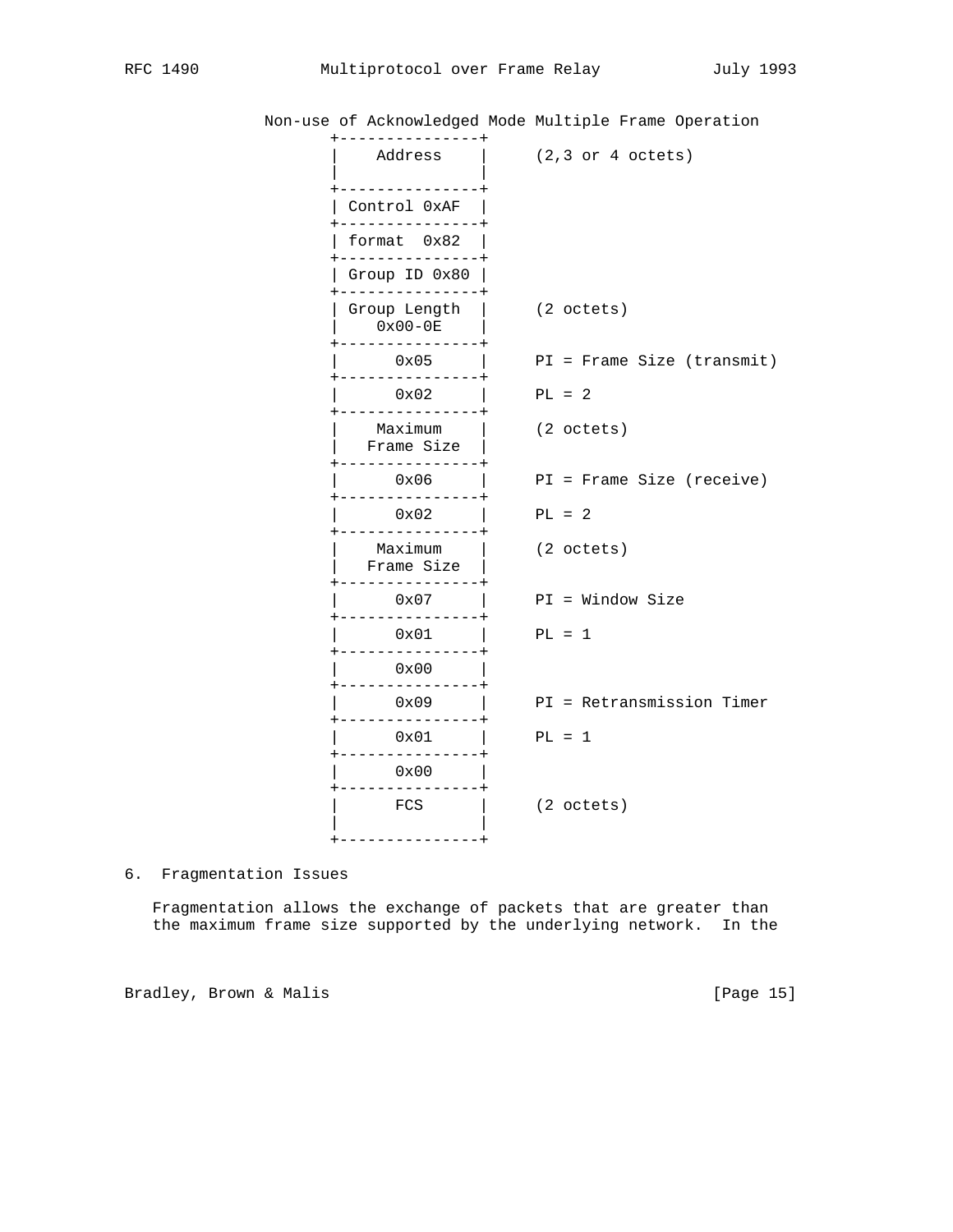```
           Non-use of Acknowledged Mode Multiple Frame Operation
                  +---------------+
                  |    Address    |     (2,3 or 4 octets)
                  |               |
                  +---------------+
                  | Control 0xAF  |
                  +---------------+
                  | format  0x82  |
                  +---------------+
                  | Group ID 0x80 |
                  +---------------+
                  | Group Length  |     (2 octets)
                  |    0x00-0E    |
                  +---------------+
                  |      0x05     |     PI = Frame Size (transmit)
                  +---------------+
                  |      0x02     |     PL = 2
                  +---------------+
                  |    Maximum    |     (2 octets)
                  |   Frame Size  |
                  +---------------+
                  |      0x06     |     PI = Frame Size (receive)
                  +---------------+
                  |      0x02     |     PL = 2
                  +---------------+
                  |    Maximum    |     (2 octets)
                  |   Frame Size  |
                  +---------------+
                  |      0x07     |     PI = Window Size
                  +---------------+
                  |      0x01     |     PL = 1
                  +---------------+
                  |      0x00     |
                  +---------------+
                  |      0x09     |     PI = Retransmission Timer
                  +---------------+
                  |      0x01     |     PL = 1
                  +---------------+
                  |      0x00     |
                  +---------------+
                  |      FCS      |     (2 octets)
                  |               |
                  +---------------+
```

## 6. Fragmentation Issues

Fragmentation allows the exchange of packets that are greater than the maximum frame size supported by the underlying network. In the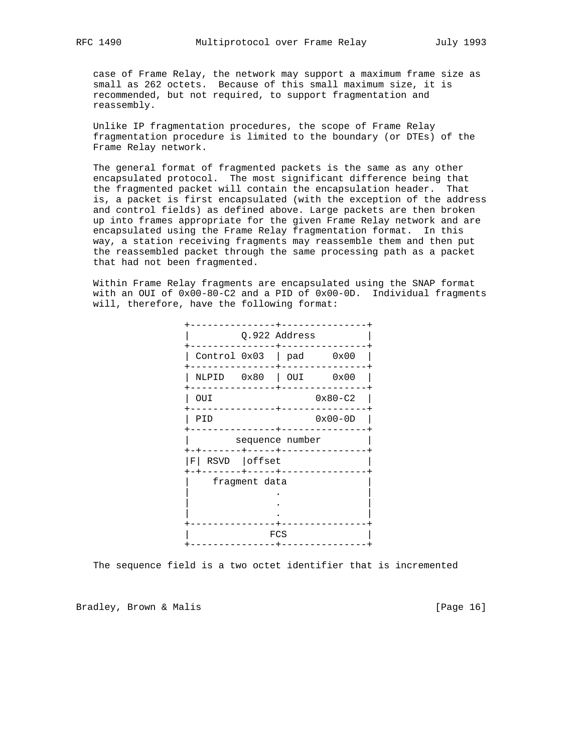case of Frame Relay, the network may support a maximum frame size as small as 262 octets. Because of this small maximum size, it is recommended, but not required, to support fragmentation and reassembly.

Unlike IP fragmentation procedures, the scope of Frame Relay fragmentation procedure is limited to the boundary (or DTEs) of the Frame Relay network.

The general format of fragmented packets is the same as any other encapsulated protocol. The most significant difference being that the fragmented packet will contain the encapsulation header. That is, a packet is first encapsulated (with the exception of the address and control fields) as defined above. Large packets are then broken up into frames appropriate for the given Frame Relay network and are encapsulated using the Frame Relay fragmentation format. In this way, a station receiving fragments may reassemble them and then put the reassembled packet through the same processing path as a packet that had not been fragmented.

Within Frame Relay fragments are encapsulated using the SNAP format with an OUI of 0x00-80-C2 and a PID of 0x00-0D. Individual fragments will, therefore, have the following format:

```
+---------------+---------------+
|         Q.922 Address         |
+---------------+---------------+
| Control 0x03  | pad     0x00  |
+---------------+---------------+
| NLPID   0x80  | OUI     0x00  |
+---------------+---------------+
| OUI                  0x80-C2  |
+---------------+---------------+
| PID                  0x00-0D  |
+---------------+---------------+
|        sequence number        |
+-+-------+-----+---------------+
|F| RSVD  |offset               |
+-+-------+-----+---------------+
|    fragment data              |
|               .               |
|               .               |
|               .               |
+---------------+---------------+
|              FCS              |
+---------------+---------------+
```

The sequence field is a two octet identifier that is incremented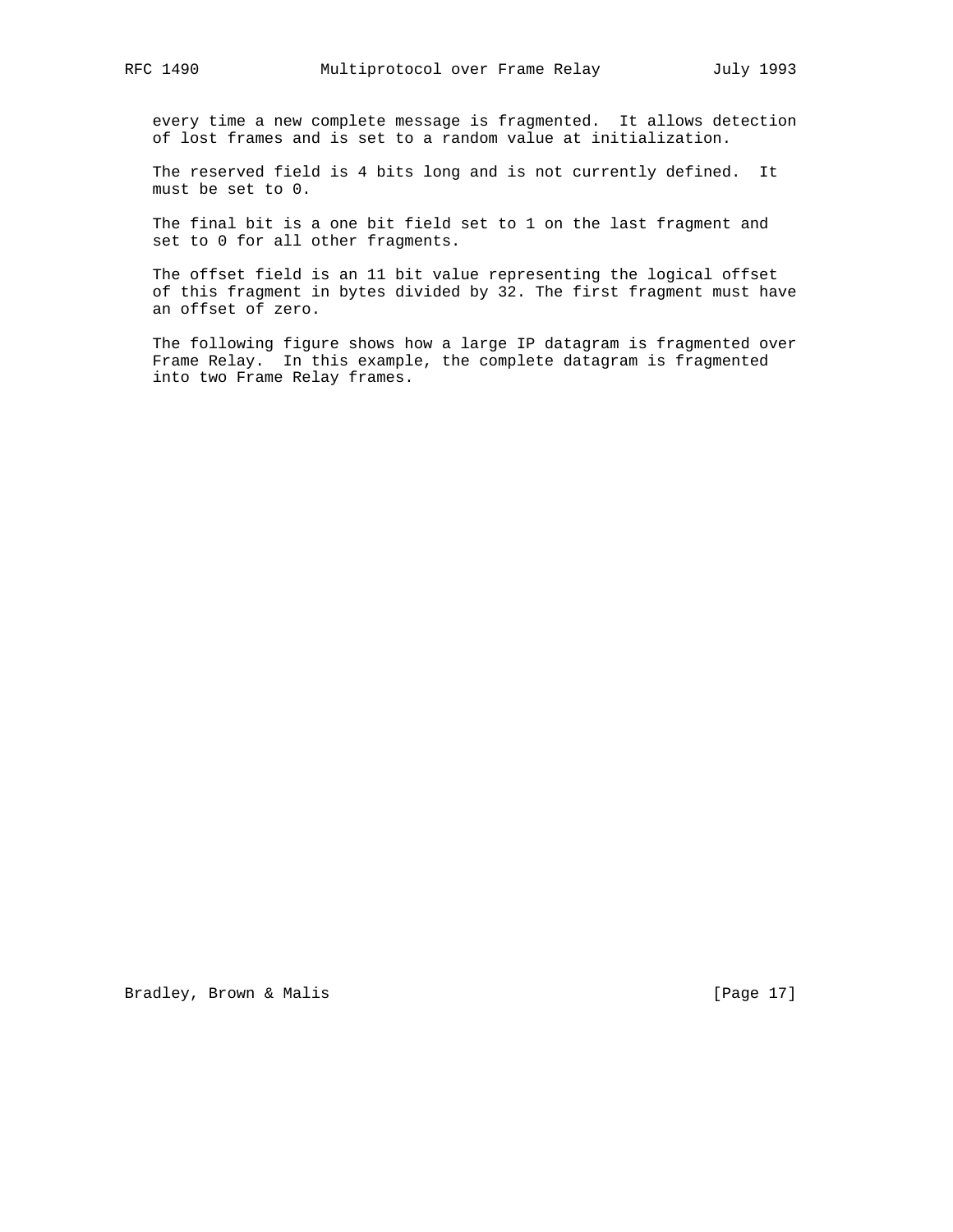every time a new complete message is fragmented. It allows detection of lost frames and is set to a random value at initialization.

The reserved field is 4 bits long and is not currently defined. It must be set to 0.

The final bit is a one bit field set to 1 on the last fragment and set to 0 for all other fragments.

The offset field is an 11 bit value representing the logical offset of this fragment in bytes divided by 32. The first fragment must have an offset of zero.

The following figure shows how a large IP datagram is fragmented over Frame Relay. In this example, the complete datagram is fragmented into two Frame Relay frames.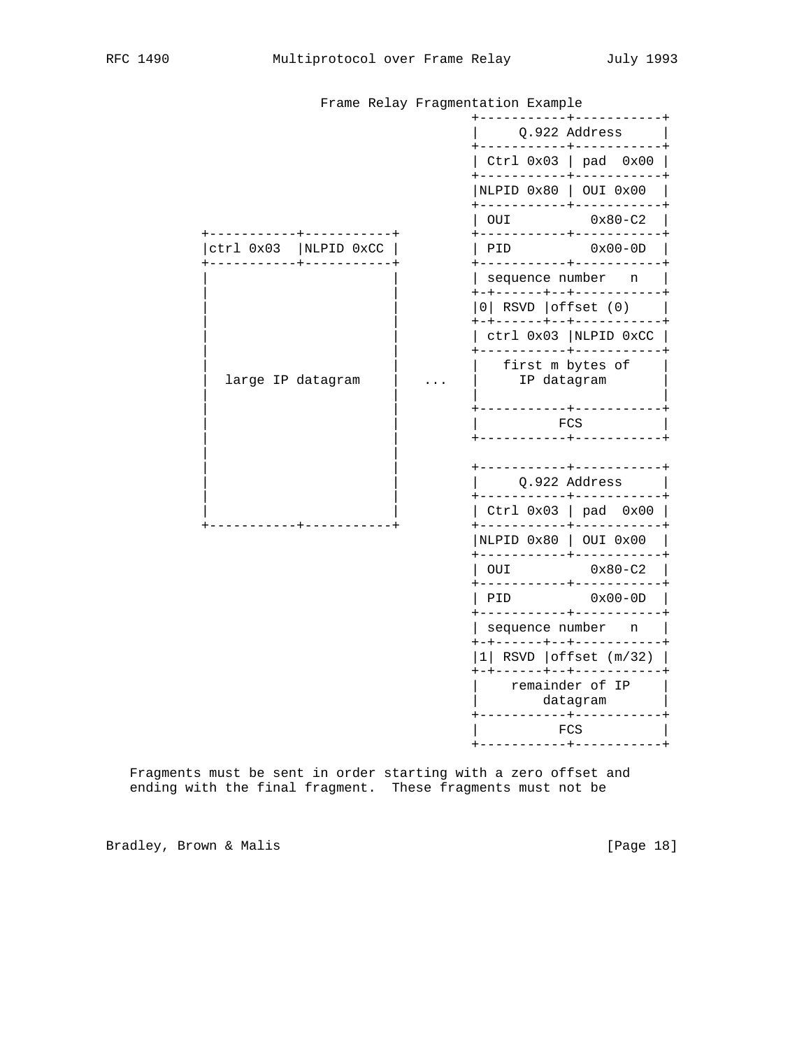```
                           Frame Relay Fragmentation Example
                                           +-----------+-----------+
                                           |     Q.922 Address     |
                                           +-----------+-----------+
                                           | Ctrl 0x03 | pad  0x00 |
                                           +-----------+-----------+
                                           |NLPID 0x80 | OUI 0x00  |
                                           +-----------+-----------+
                                           | OUI          0x80-C2  |
      +-----------+-----------+            +-----------+-----------+
      |ctrl 0x03  |NLPID 0xCC |            | PID          0x00-0D  |
      +-----------+-----------+            +-----------+-----------+
      |                       |            | sequence number   n   |
      |                       |            +-+------+--+-----------+
      |                       |            |0| RSVD |offset (0)    |
      |                       |            +-+------+--+-----------+
      |                       |            | ctrl 0x03 |NLPID 0xCC |
      |                       |            +-----------+-----------+
      |                       |            |   first m bytes of    |
      |  large IP datagram    |    ...     |     IP datagram       |
      |                       |            |                       |
      |                       |            +-----------+-----------+
      |                       |            |          FCS          |
      |                       |            +-----------+-----------+
      |                       |
      |                       |            +-----------+-----------+
      |                       |            |     Q.922 Address     |
      |                       |            +-----------+-----------+
      |                       |            | Ctrl 0x03 | pad  0x00 |
      +-----------+-----------+            +-----------+-----------+
                                           |NLPID 0x80 | OUI 0x00  |
                                           +-----------+-----------+
                                           | OUI          0x80-C2  |
                                           +-----------+-----------+
                                           | PID          0x00-0D  |
                                           +-----------+-----------+
                                           | sequence number   n   |
                                           +-+------+--+-----------+
                                           |1| RSVD |offset (m/32) |
                                           +-+------+--+-----------+
                                           |    remainder of IP    |
                                           |        datagram       |
                                           +-----------+-----------+
                                           |          FCS          |
                                           +-----------+-----------+
```

Fragments must be sent in order starting with a zero offset and ending with the final fragment. These fragments must not be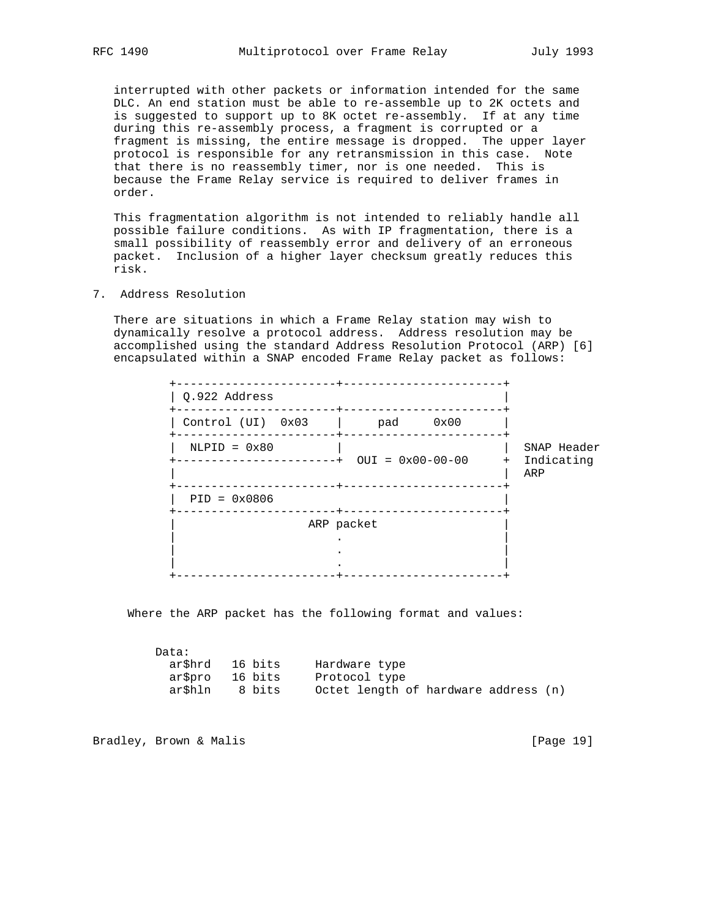interrupted with other packets or information intended for the same DLC. An end station must be able to re-assemble up to 2K octets and is suggested to support up to 8K octet re-assembly. If at any time during this re-assembly process, a fragment is corrupted or a fragment is missing, the entire message is dropped. The upper layer protocol is responsible for any retransmission in this case. Note that there is no reassembly timer, nor is one needed. This is because the Frame Relay service is required to deliver frames in order.

This fragmentation algorithm is not intended to reliably handle all possible failure conditions. As with IP fragmentation, there is a small possibility of reassembly error and delivery of an erroneous packet. Inclusion of a higher layer checksum greatly reduces this risk.

## 7. Address Resolution

There are situations in which a Frame Relay station may wish to dynamically resolve a protocol address. Address resolution may be accomplished using the standard Address Resolution Protocol (ARP) [6] encapsulated within a SNAP encoded Frame Relay packet as follows:

```
+-----------------------+-----------------------+
| Q.922 Address                                 |
+-----------------------+-----------------------+
| Control (UI)  0x03    |     pad     0x00      |
+-----------------------+-----------------------+
|  NLPID = 0x80         |                       |  SNAP Header
+-----------------------+  OUI = 0x00-00-00     +  Indicating
|                                               |  ARP
+-----------------------+-----------------------+
|  PID = 0x0806                                 |
+-----------------------+-----------------------+
|                   ARP packet                  |
|                       .                       |
|                       .                       |
|                       .                       |
+-----------------------+-----------------------+
```

Where the ARP packet has the following format and values:

```
Data:
  ar$hrd   16 bits     Hardware type
  ar$pro   16 bits     Protocol type
  ar$hln    8 bits     Octet length of hardware address (n)
```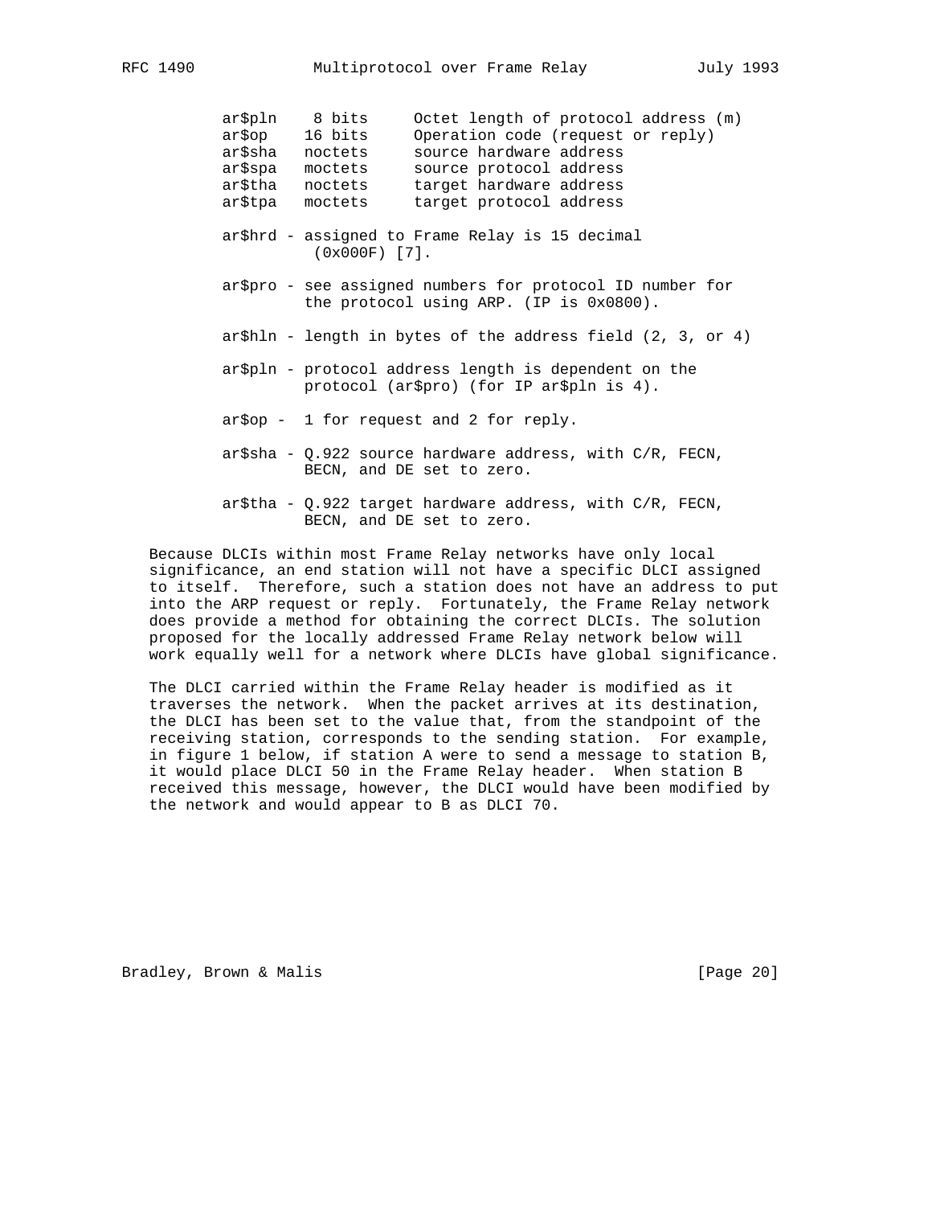```
ar$pln    8 bits     Octet length of protocol address (m)
ar$op    16 bits     Operation code (request or reply)
ar$sha   noctets     source hardware address
ar$spa   moctets     source protocol address
ar$tha   noctets     target hardware address
ar$tpa   moctets     target protocol address
```

ar$hrd - assigned to Frame Relay is 15 decimal (0x000F) [7].

ar$pro - see assigned numbers for protocol ID number for the protocol using ARP. (IP is 0x0800).

ar$hln - length in bytes of the address field (2, 3, or 4)

ar$pln - protocol address length is dependent on the protocol (ar$pro) (for IP ar$pln is 4).

ar$op - 1 for request and 2 for reply.

ar$sha - Q.922 source hardware address, with C/R, FECN, BECN, and DE set to zero.

ar$tha - Q.922 target hardware address, with C/R, FECN, BECN, and DE set to zero.

Because DLCIs within most Frame Relay networks have only local significance, an end station will not have a specific DLCI assigned to itself. Therefore, such a station does not have an address to put into the ARP request or reply. Fortunately, the Frame Relay network does provide a method for obtaining the correct DLCIs. The solution proposed for the locally addressed Frame Relay network below will work equally well for a network where DLCIs have global significance.

The DLCI carried within the Frame Relay header is modified as it traverses the network. When the packet arrives at its destination, the DLCI has been set to the value that, from the standpoint of the receiving station, corresponds to the sending station. For example, in figure 1 below, if station A were to send a message to station B, it would place DLCI 50 in the Frame Relay header. When station B received this message, however, the DLCI would have been modified by the network and would appear to B as DLCI 70.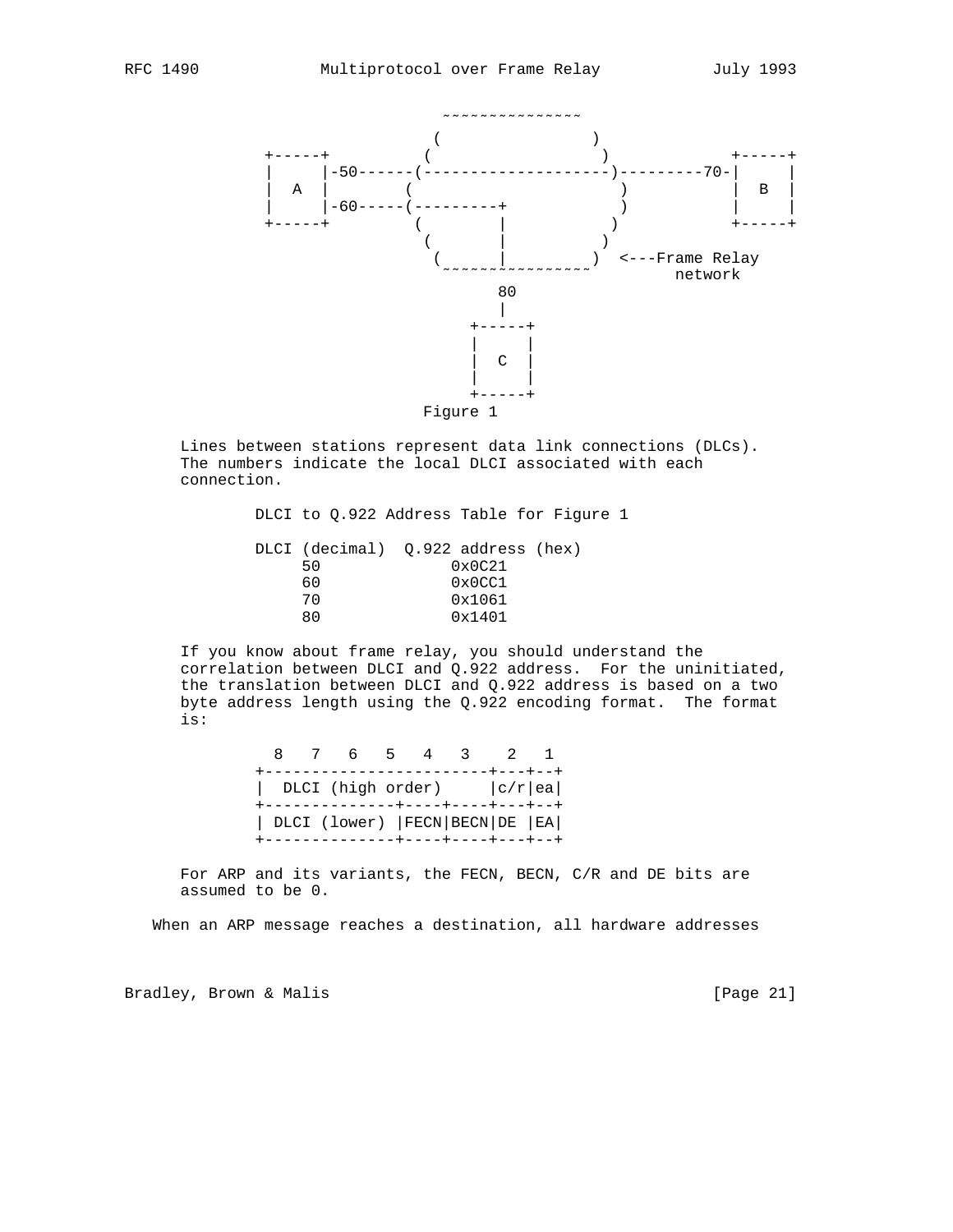```
                           ~~~~~~~~~~~~~~~
                          (               )
           +-----+       (                 )          +-----+
           |     |-50------(--------------------)---------70-|     |
           |  A  |        (                     )          |  B  |
           |     |-60-----(---------+            )          |     |
           +-----+         (        |           )          +-----+
                            (       |          )
                             (______|_________)  <---Frame Relay
                            ~~~~~~~~~~~~~~~~           network
                                   80
                                    |
                                 +-----+
                                 |     |
                                 |  C  |
                                 |     |
                                 +-----+
                              Figure 1
```

Lines between stations represent data link connections (DLCs). The numbers indicate the local DLCI associated with each connection.

DLCI to Q.922 Address Table for Figure 1

| DLCI (decimal) | Q.922 address (hex) |
|---|---|
| 50 | 0x0C21 |
| 60 | 0x0CC1 |
| 70 | 0x1061 |
| 80 | 0x1401 |

If you know about frame relay, you should understand the correlation between DLCI and Q.922 address. For the uninitiated, the translation between DLCI and Q.922 address is based on a two byte address length using the Q.922 encoding format. The format is:

```
  8   7   6   5   4   3    2   1
+------------------------+---+--+
|  DLCI (high order)     |c/r|ea|
+--------------+----+----+---+--+
| DLCI (lower) |FECN|BECN|DE |EA|
+--------------+----+----+---+--+
```

For ARP and its variants, the FECN, BECN, C/R and DE bits are assumed to be 0.

When an ARP message reaches a destination, all hardware addresses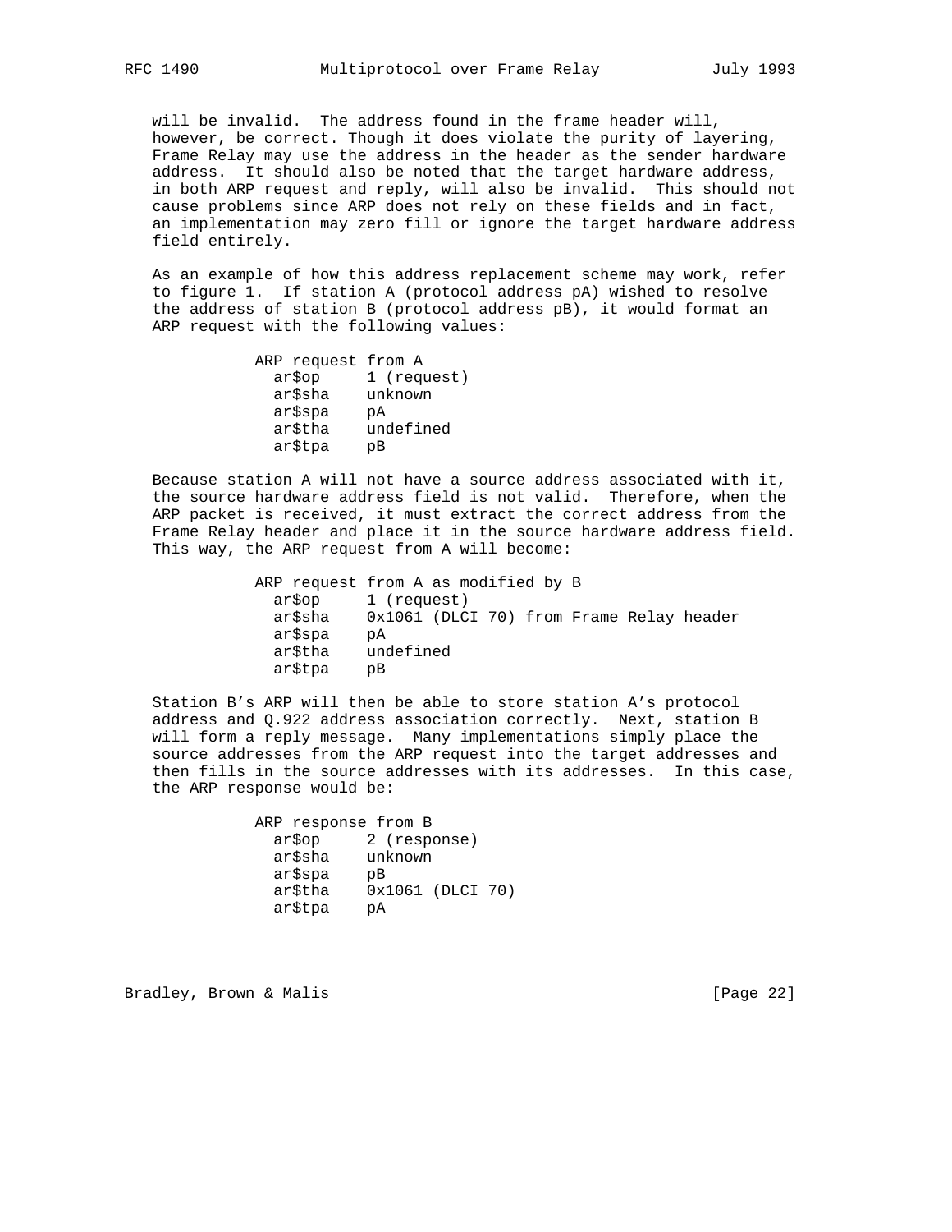will be invalid. The address found in the frame header will, however, be correct. Though it does violate the purity of layering, Frame Relay may use the address in the header as the sender hardware address. It should also be noted that the target hardware address, in both ARP request and reply, will also be invalid. This should not cause problems since ARP does not rely on these fields and in fact, an implementation may zero fill or ignore the target hardware address field entirely.

As an example of how this address replacement scheme may work, refer to figure 1. If station A (protocol address pA) wished to resolve the address of station B (protocol address pB), it would format an ARP request with the following values:

```
ARP request from A
  ar$op     1 (request)
  ar$sha    unknown
  ar$spa    pA
  ar$tha    undefined
  ar$tpa    pB
```

Because station A will not have a source address associated with it, the source hardware address field is not valid. Therefore, when the ARP packet is received, it must extract the correct address from the Frame Relay header and place it in the source hardware address field. This way, the ARP request from A will become:

```
ARP request from A as modified by B
  ar$op     1 (request)
  ar$sha    0x1061 (DLCI 70) from Frame Relay header
  ar$spa    pA
  ar$tha    undefined
  ar$tpa    pB
```

Station B's ARP will then be able to store station A's protocol address and Q.922 address association correctly. Next, station B will form a reply message. Many implementations simply place the source addresses from the ARP request into the target addresses and then fills in the source addresses with its addresses. In this case, the ARP response would be:

```
ARP response from B
  ar$op     2 (response)
  ar$sha    unknown
  ar$spa    pB
  ar$tha    0x1061 (DLCI 70)
  ar$tpa    pA
```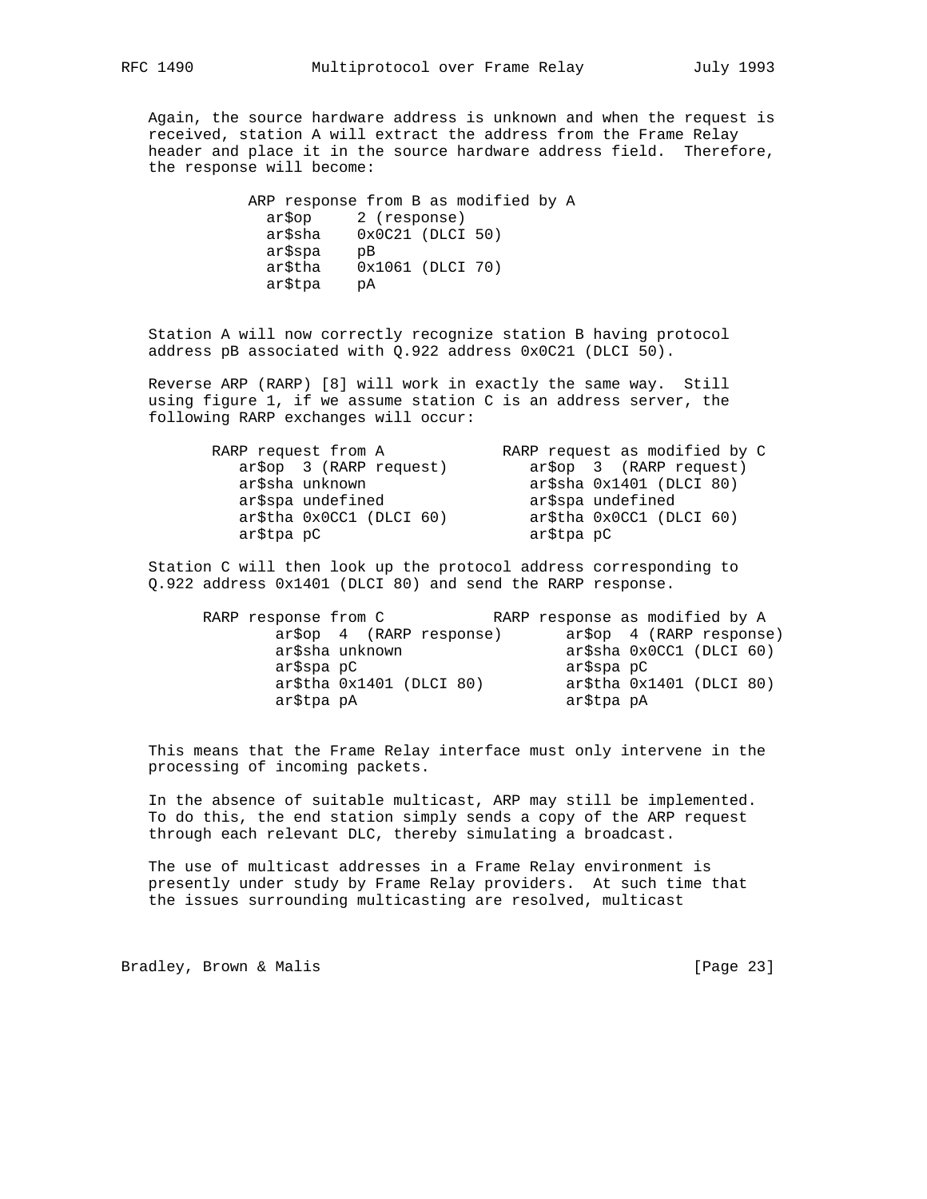Again, the source hardware address is unknown and when the request is received, station A will extract the address from the Frame Relay header and place it in the source hardware address field. Therefore, the response will become:

```
ARP response from B as modified by A
  ar$op     2 (response)
  ar$sha    0x0C21 (DLCI 50)
  ar$spa    pB
  ar$tha    0x1061 (DLCI 70)
  ar$tpa    pA
```

Station A will now correctly recognize station B having protocol address pB associated with Q.922 address 0x0C21 (DLCI 50).

Reverse ARP (RARP) [8] will work in exactly the same way. Still using figure 1, if we assume station C is an address server, the following RARP exchanges will occur:

```
RARP request from A            RARP request as modified by C
   ar$op  3 (RARP request)        ar$op  3  (RARP request)
   ar$sha unknown                 ar$sha 0x1401 (DLCI 80)
   ar$spa undefined               ar$spa undefined
   ar$tha 0x0CC1 (DLCI 60)        ar$tha 0x0CC1 (DLCI 60)
   ar$tpa pC                      ar$tpa pC
```

Station C will then look up the protocol address corresponding to Q.922 address 0x1401 (DLCI 80) and send the RARP response.

```
RARP response from C           RARP response as modified by A
      ar$op  4  (RARP response)       ar$op  4 (RARP response)
      ar$sha unknown                  ar$sha 0x0CC1 (DLCI 60)
      ar$spa pC                       ar$spa pC
      ar$tha 0x1401 (DLCI 80)         ar$tha 0x1401 (DLCI 80)
      ar$tpa pA                       ar$tpa pA
```

This means that the Frame Relay interface must only intervene in the processing of incoming packets.

In the absence of suitable multicast, ARP may still be implemented. To do this, the end station simply sends a copy of the ARP request through each relevant DLC, thereby simulating a broadcast.

The use of multicast addresses in a Frame Relay environment is presently under study by Frame Relay providers. At such time that the issues surrounding multicasting are resolved, multicast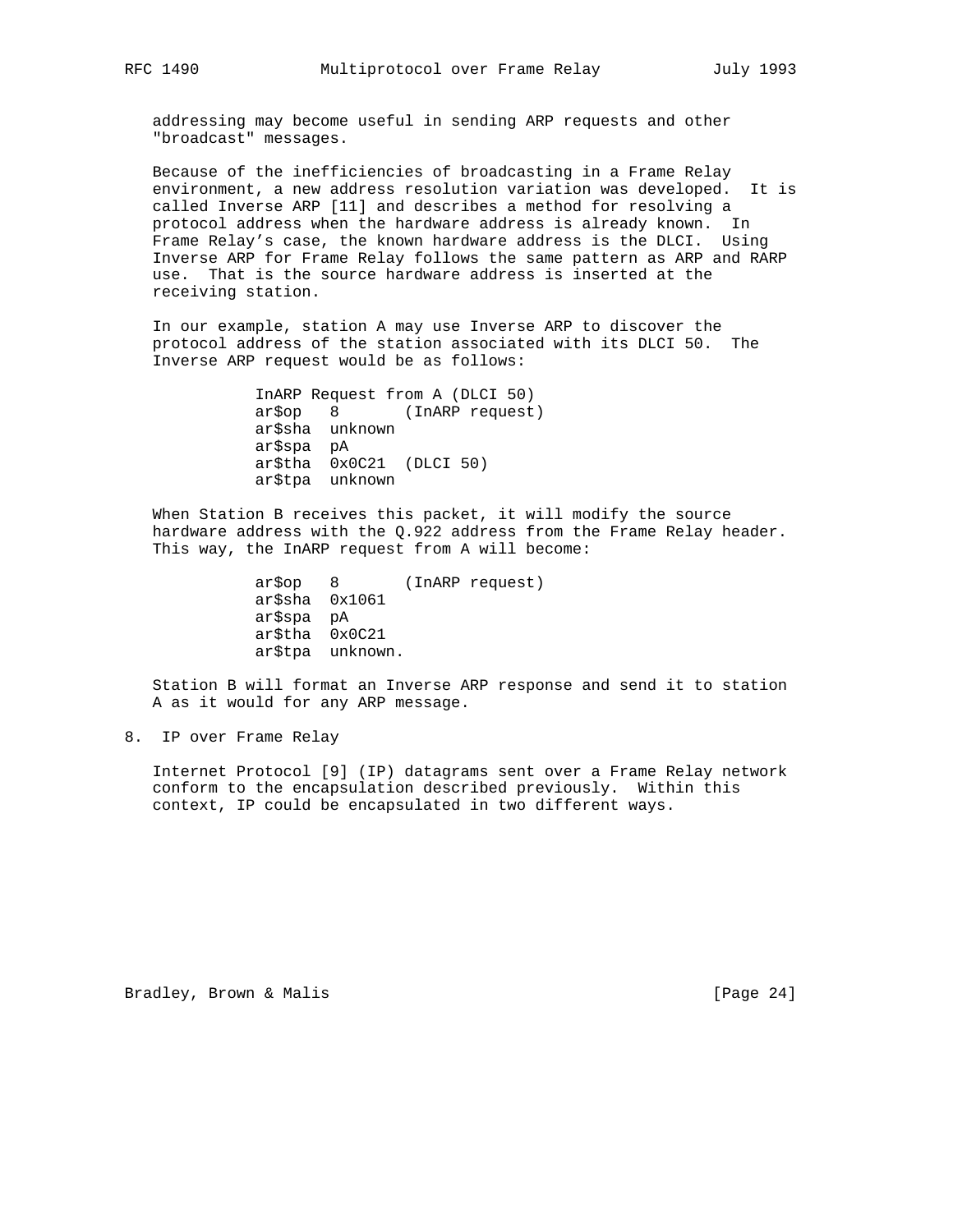addressing may become useful in sending ARP requests and other "broadcast" messages.

Because of the inefficiencies of broadcasting in a Frame Relay environment, a new address resolution variation was developed. It is called Inverse ARP [11] and describes a method for resolving a protocol address when the hardware address is already known. In Frame Relay's case, the known hardware address is the DLCI. Using Inverse ARP for Frame Relay follows the same pattern as ARP and RARP use. That is the source hardware address is inserted at the receiving station.

In our example, station A may use Inverse ARP to discover the protocol address of the station associated with its DLCI 50. The Inverse ARP request would be as follows:

```
InARP Request from A (DLCI 50)
ar$op   8       (InARP request)
ar$sha  unknown
ar$spa  pA
ar$tha  0x0C21  (DLCI 50)
ar$tpa  unknown
```

When Station B receives this packet, it will modify the source hardware address with the Q.922 address from the Frame Relay header. This way, the InARP request from A will become:

```
ar$op   8       (InARP request)
ar$sha  0x1061
ar$spa  pA
ar$tha  0x0C21
ar$tpa  unknown.
```

Station B will format an Inverse ARP response and send it to station A as it would for any ARP message.

## 8. IP over Frame Relay

Internet Protocol [9] (IP) datagrams sent over a Frame Relay network conform to the encapsulation described previously. Within this context, IP could be encapsulated in two different ways.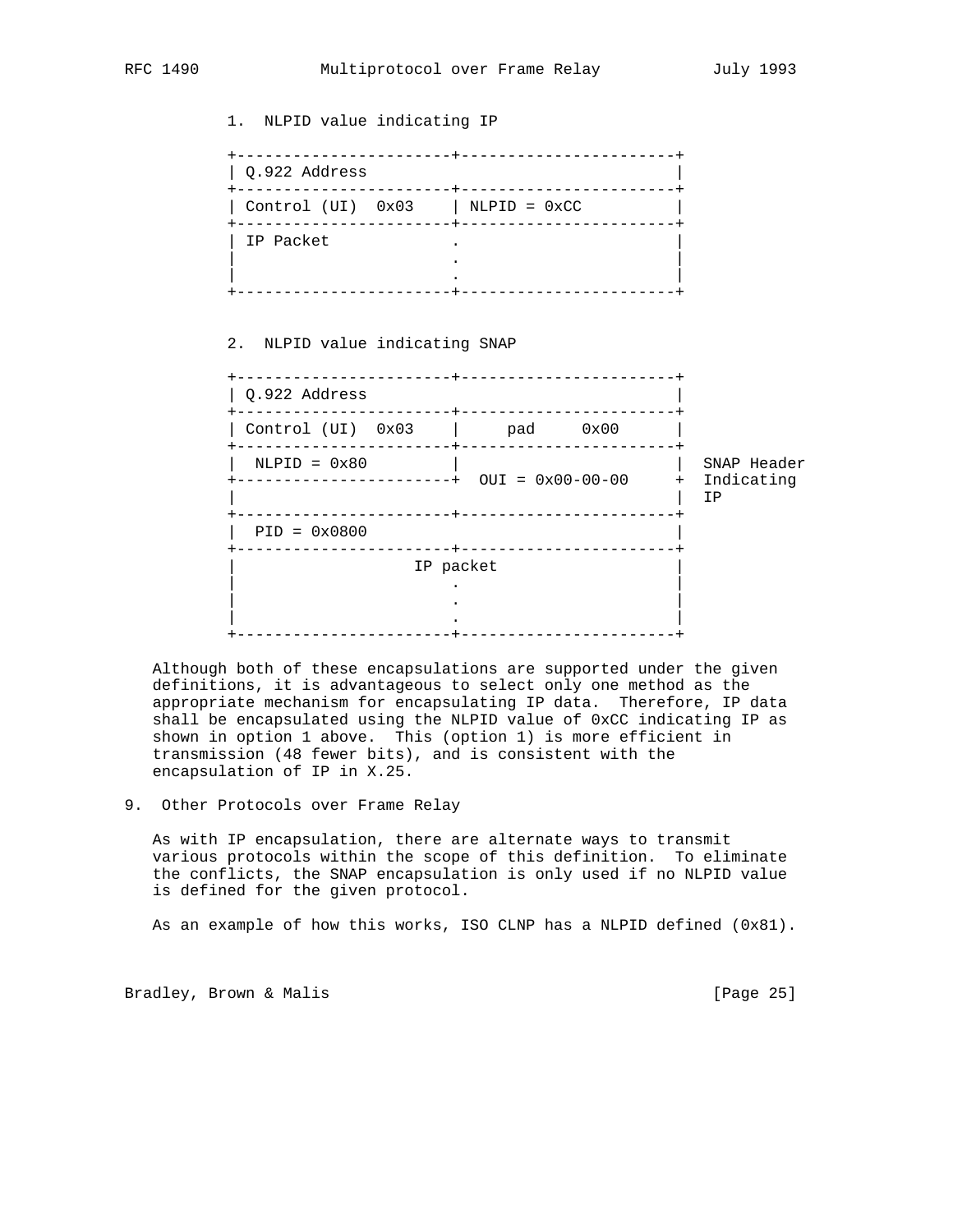1. NLPID value indicating IP

```
+-----------------------+-----------------------+
| Q.922 Address                                 |
+-----------------------+-----------------------+
| Control (UI)  0x03    | NLPID = 0xCC          |
+-----------------------+-----------------------+
| IP Packet             .                       |
|                       .                       |
|                       .                       |
+-----------------------+-----------------------+
```

2. NLPID value indicating SNAP

```
+-----------------------+-----------------------+
| Q.922 Address                                 |
+-----------------------+-----------------------+
| Control (UI)  0x03    |     pad     0x00      |
+-----------------------+-----------------------+
|  NLPID = 0x80         |                       |  SNAP Header
+-----------------------+  OUI = 0x00-00-00     +  Indicating
|                                               |  IP
+-----------------------+-----------------------+
|  PID = 0x0800                                 |
+-----------------------+-----------------------+
|                   IP packet                   |
|                       .                       |
|                       .                       |
|                       .                       |
+-----------------------+-----------------------+
```

Although both of these encapsulations are supported under the given definitions, it is advantageous to select only one method as the appropriate mechanism for encapsulating IP data. Therefore, IP data shall be encapsulated using the NLPID value of 0xCC indicating IP as shown in option 1 above. This (option 1) is more efficient in transmission (48 fewer bits), and is consistent with the encapsulation of IP in X.25.

## 9. Other Protocols over Frame Relay

As with IP encapsulation, there are alternate ways to transmit various protocols within the scope of this definition. To eliminate the conflicts, the SNAP encapsulation is only used if no NLPID value is defined for the given protocol.

As an example of how this works, ISO CLNP has a NLPID defined (0x81).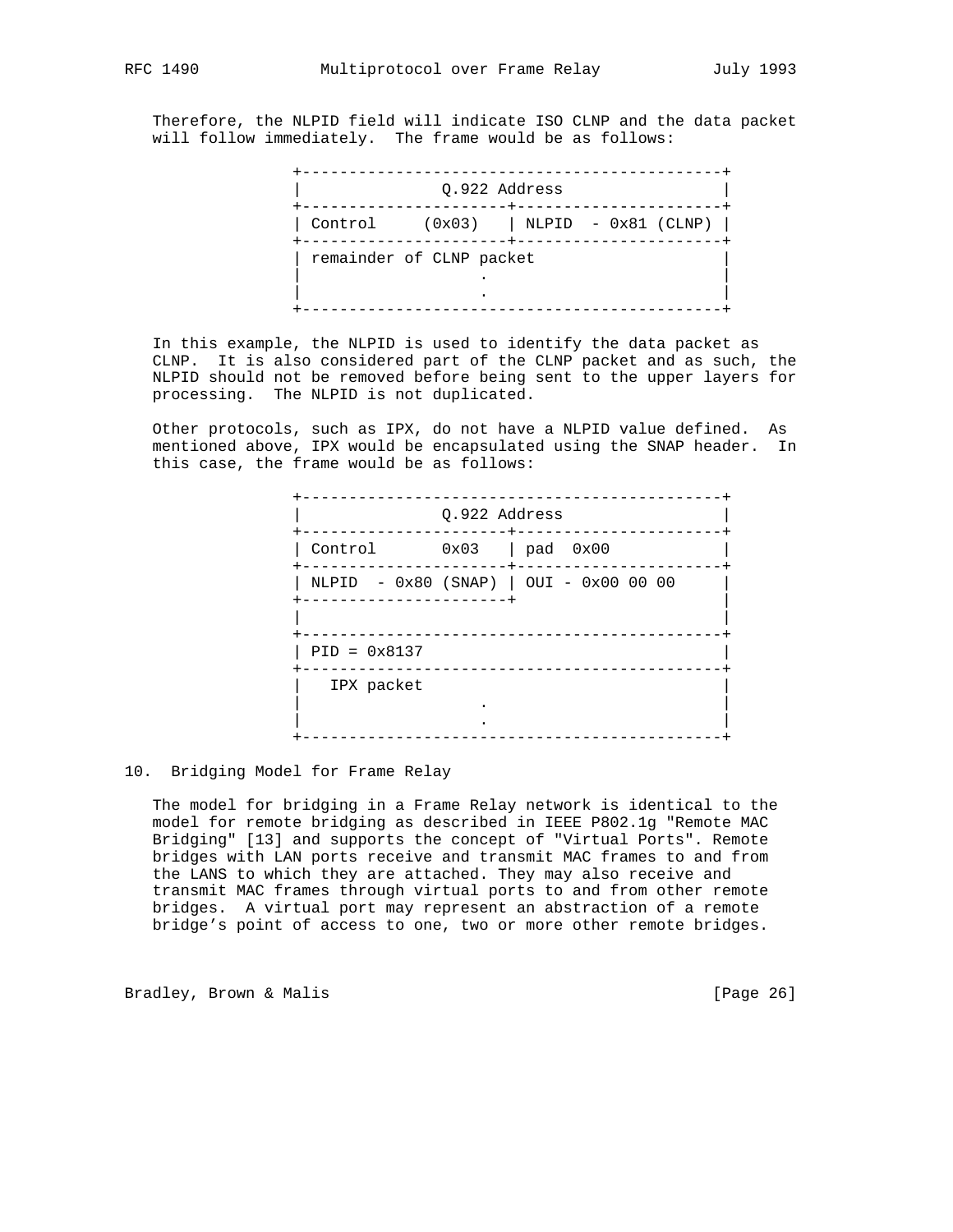Therefore, the NLPID field will indicate ISO CLNP and the data packet will follow immediately. The frame would be as follows:

```
+---------------------------------------------+
|              Q.922 Address                  |
+----------------------+----------------------+
| Control     (0x03)   | NLPID  - 0x81 (CLNP) |
+----------------------+----------------------+
| remainder of CLNP packet                    |
|                     .                       |
|                     .                       |
+---------------------------------------------+
```

In this example, the NLPID is used to identify the data packet as CLNP. It is also considered part of the CLNP packet and as such, the NLPID should not be removed before being sent to the upper layers for processing. The NLPID is not duplicated.

Other protocols, such as IPX, do not have a NLPID value defined. As mentioned above, IPX would be encapsulated using the SNAP header. In this case, the frame would be as follows:

```
+---------------------------------------------+
|              Q.922 Address                  |
+----------------------+----------------------+
| Control       0x03   | pad  0x00            |
+----------------------+----------------------+
| NLPID  - 0x80 (SNAP) | OUI - 0x00 00 00     |
+----------------------+                      |
|                                             |
+---------------------------------------------+
| PID = 0x8137                                |
+---------------------------------------------+
|   IPX packet                                |
|                     .                       |
|                     .                       |
+---------------------------------------------+
```

## 10. Bridging Model for Frame Relay

The model for bridging in a Frame Relay network is identical to the model for remote bridging as described in IEEE P802.1g "Remote MAC Bridging" [13] and supports the concept of "Virtual Ports". Remote bridges with LAN ports receive and transmit MAC frames to and from the LANS to which they are attached. They may also receive and transmit MAC frames through virtual ports to and from other remote bridges. A virtual port may represent an abstraction of a remote bridge's point of access to one, two or more other remote bridges.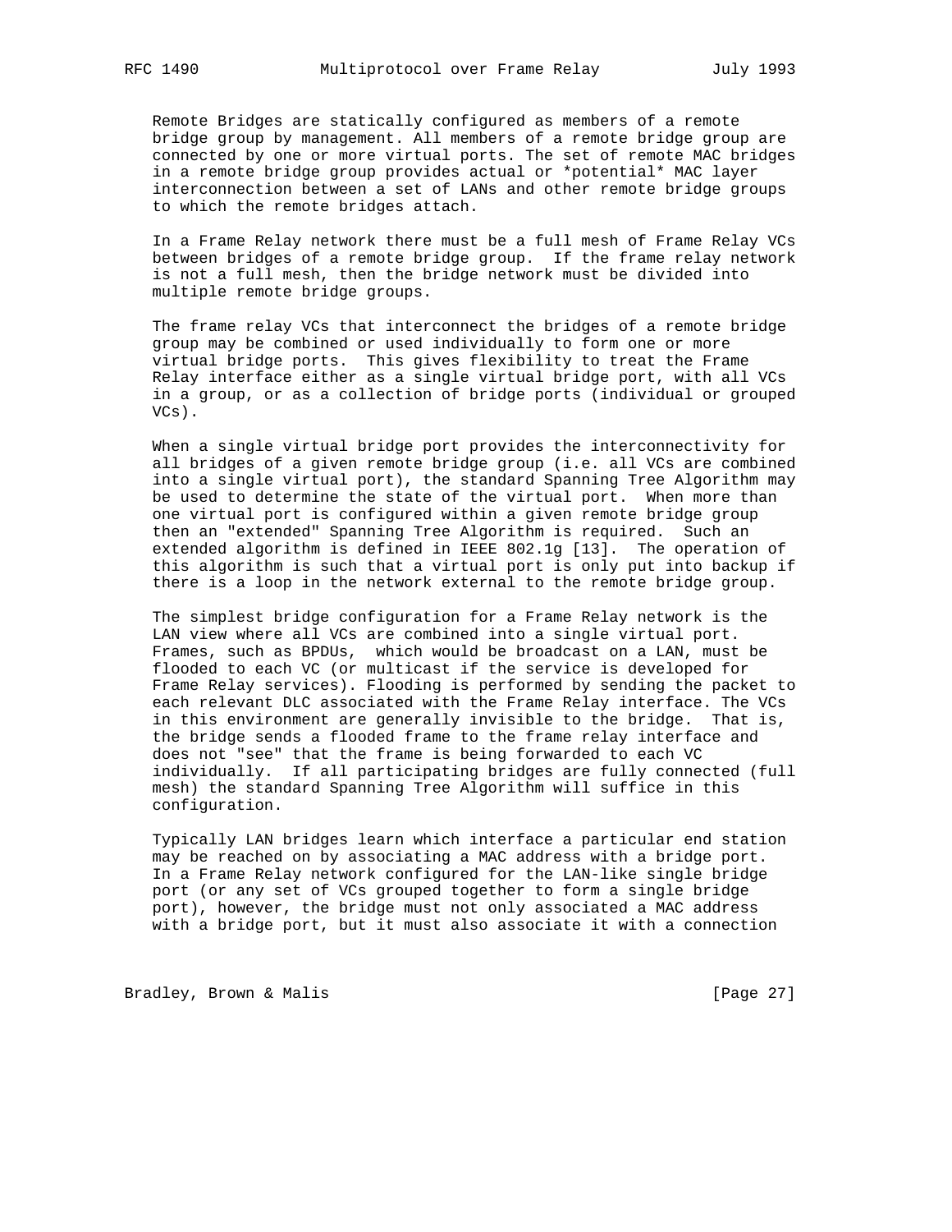Remote Bridges are statically configured as members of a remote bridge group by management. All members of a remote bridge group are connected by one or more virtual ports. The set of remote MAC bridges in a remote bridge group provides actual or *potential* MAC layer interconnection between a set of LANs and other remote bridge groups to which the remote bridges attach.

In a Frame Relay network there must be a full mesh of Frame Relay VCs between bridges of a remote bridge group. If the frame relay network is not a full mesh, then the bridge network must be divided into multiple remote bridge groups.

The frame relay VCs that interconnect the bridges of a remote bridge group may be combined or used individually to form one or more virtual bridge ports. This gives flexibility to treat the Frame Relay interface either as a single virtual bridge port, with all VCs in a group, or as a collection of bridge ports (individual or grouped VCs).

When a single virtual bridge port provides the interconnectivity for all bridges of a given remote bridge group (i.e. all VCs are combined into a single virtual port), the standard Spanning Tree Algorithm may be used to determine the state of the virtual port. When more than one virtual port is configured within a given remote bridge group then an "extended" Spanning Tree Algorithm is required. Such an extended algorithm is defined in IEEE 802.1g [13]. The operation of this algorithm is such that a virtual port is only put into backup if there is a loop in the network external to the remote bridge group.

The simplest bridge configuration for a Frame Relay network is the LAN view where all VCs are combined into a single virtual port. Frames, such as BPDUs, which would be broadcast on a LAN, must be flooded to each VC (or multicast if the service is developed for Frame Relay services). Flooding is performed by sending the packet to each relevant DLC associated with the Frame Relay interface. The VCs in this environment are generally invisible to the bridge. That is, the bridge sends a flooded frame to the frame relay interface and does not "see" that the frame is being forwarded to each VC individually. If all participating bridges are fully connected (full mesh) the standard Spanning Tree Algorithm will suffice in this configuration.

Typically LAN bridges learn which interface a particular end station may be reached on by associating a MAC address with a bridge port. In a Frame Relay network configured for the LAN-like single bridge port (or any set of VCs grouped together to form a single bridge port), however, the bridge must not only associated a MAC address with a bridge port, but it must also associate it with a connection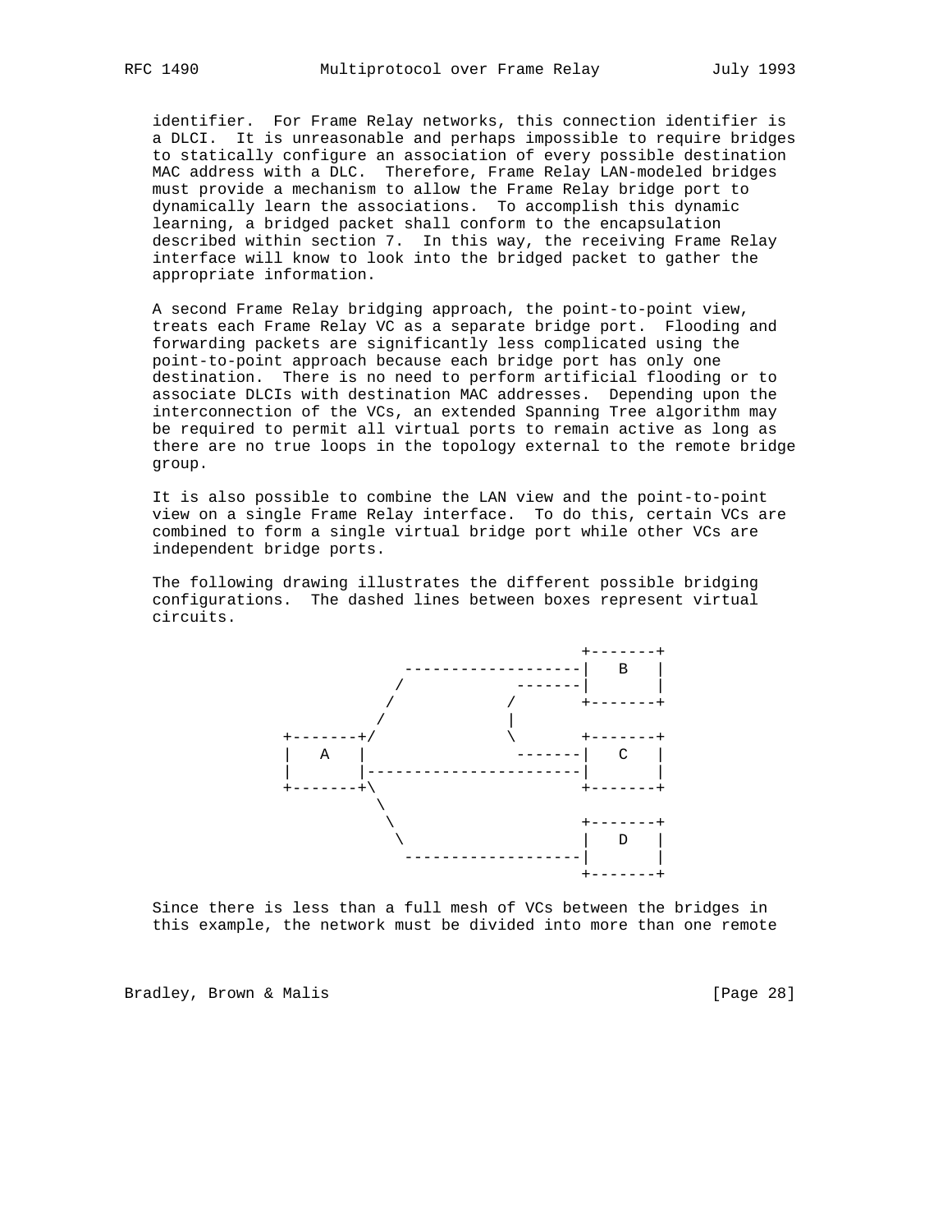identifier. For Frame Relay networks, this connection identifier is a DLCI. It is unreasonable and perhaps impossible to require bridges to statically configure an association of every possible destination MAC address with a DLC. Therefore, Frame Relay LAN-modeled bridges must provide a mechanism to allow the Frame Relay bridge port to dynamically learn the associations. To accomplish this dynamic learning, a bridged packet shall conform to the encapsulation described within section 7. In this way, the receiving Frame Relay interface will know to look into the bridged packet to gather the appropriate information.

A second Frame Relay bridging approach, the point-to-point view, treats each Frame Relay VC as a separate bridge port. Flooding and forwarding packets are significantly less complicated using the point-to-point approach because each bridge port has only one destination. There is no need to perform artificial flooding or to associate DLCIs with destination MAC addresses. Depending upon the interconnection of the VCs, an extended Spanning Tree algorithm may be required to permit all virtual ports to remain active as long as there are no true loops in the topology external to the remote bridge group.

It is also possible to combine the LAN view and the point-to-point view on a single Frame Relay interface. To do this, certain VCs are combined to form a single virtual bridge port while other VCs are independent bridge ports.

The following drawing illustrates the different possible bridging configurations. The dashed lines between boxes represent virtual circuits.

```
                                    +-------+
                -------------------|   B   |
               /           -------|       |
              /           /       +-------+
             /           |
    +-------+/            \       +-------+
    |   A   |             -------|   C   |
    |       |-----------------------|       |
    +-------+\                    +-------+
              \
               \                  +-------+
                \                 |   D   |
                 -------------------|       |
                                  +-------+
```

Since there is less than a full mesh of VCs between the bridges in this example, the network must be divided into more than one remote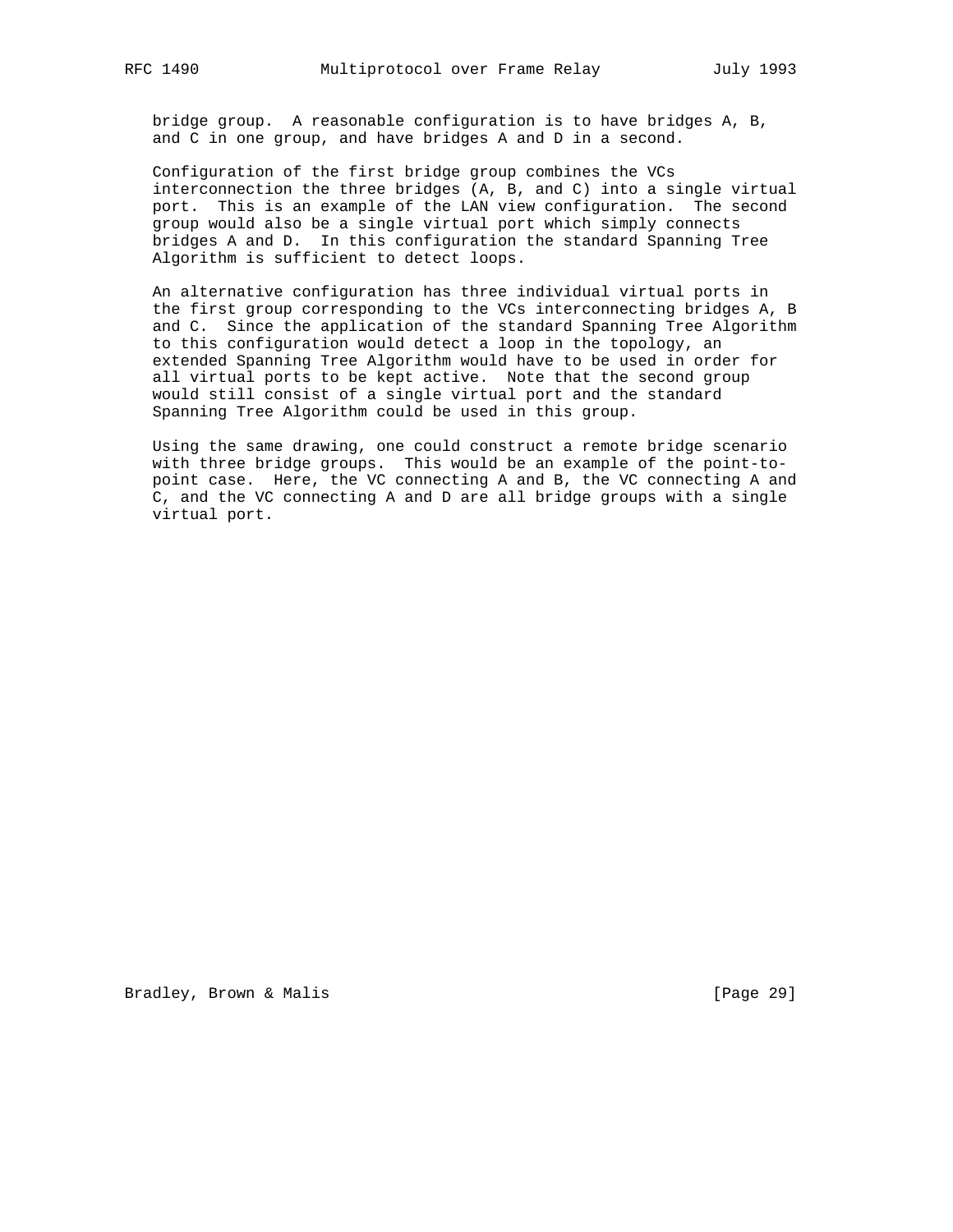bridge group. A reasonable configuration is to have bridges A, B, and C in one group, and have bridges A and D in a second.

Configuration of the first bridge group combines the VCs interconnection the three bridges (A, B, and C) into a single virtual port. This is an example of the LAN view configuration. The second group would also be a single virtual port which simply connects bridges A and D. In this configuration the standard Spanning Tree Algorithm is sufficient to detect loops.

An alternative configuration has three individual virtual ports in the first group corresponding to the VCs interconnecting bridges A, B and C. Since the application of the standard Spanning Tree Algorithm to this configuration would detect a loop in the topology, an extended Spanning Tree Algorithm would have to be used in order for all virtual ports to be kept active. Note that the second group would still consist of a single virtual port and the standard Spanning Tree Algorithm could be used in this group.

Using the same drawing, one could construct a remote bridge scenario with three bridge groups. This would be an example of the point-to-point case. Here, the VC connecting A and B, the VC connecting A and C, and the VC connecting A and D are all bridge groups with a single virtual port.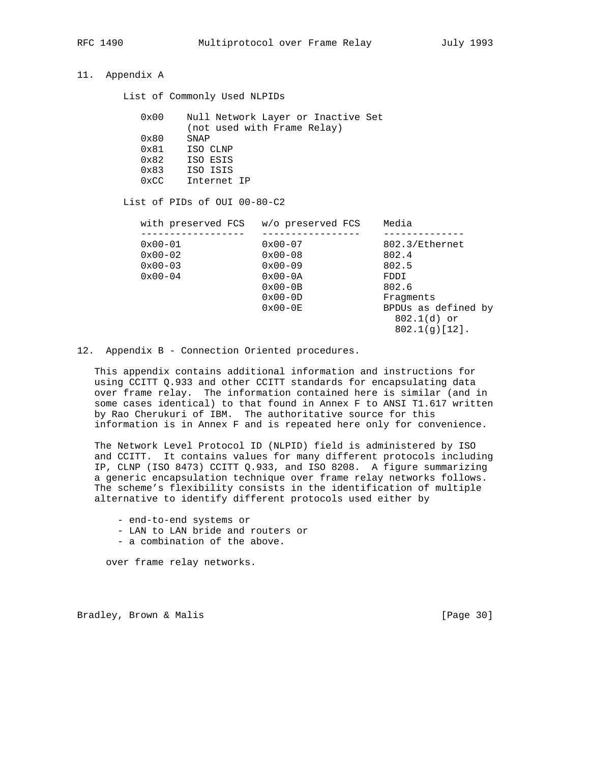## 11. Appendix A

List of Commonly Used NLPIDs

| | |
|---|---|
| 0x00 | Null Network Layer or Inactive Set (not used with Frame Relay) |
| 0x80 | SNAP |
| 0x81 | ISO CLNP |
| 0x82 | ISO ESIS |
| 0x83 | ISO ISIS |
| 0xCC | Internet IP |

List of PIDs of OUI 00-80-C2

| with preserved FCS | w/o preserved FCS | Media |
|---|---|---|
| 0x00-01 | 0x00-07 | 802.3/Ethernet |
| 0x00-02 | 0x00-08 | 802.4 |
| 0x00-03 | 0x00-09 | 802.5 |
| 0x00-04 | 0x00-0A | FDDI |
| | 0x00-0B | 802.6 |
| | 0x00-0D | Fragments |
| | 0x00-0E | BPDUs as defined by 802.1(d) or 802.1(g)[12]. |

## 12. Appendix B - Connection Oriented procedures.

This appendix contains additional information and instructions for using CCITT Q.933 and other CCITT standards for encapsulating data over frame relay. The information contained here is similar (and in some cases identical) to that found in Annex F to ANSI T1.617 written by Rao Cherukuri of IBM. The authoritative source for this information is in Annex F and is repeated here only for convenience.

The Network Level Protocol ID (NLPID) field is administered by ISO and CCITT. It contains values for many different protocols including IP, CLNP (ISO 8473) CCITT Q.933, and ISO 8208. A figure summarizing a generic encapsulation technique over frame relay networks follows. The scheme's flexibility consists in the identification of multiple alternative to identify different protocols used either by

- end-to-end systems or
- LAN to LAN bride and routers or
- a combination of the above.

over frame relay networks.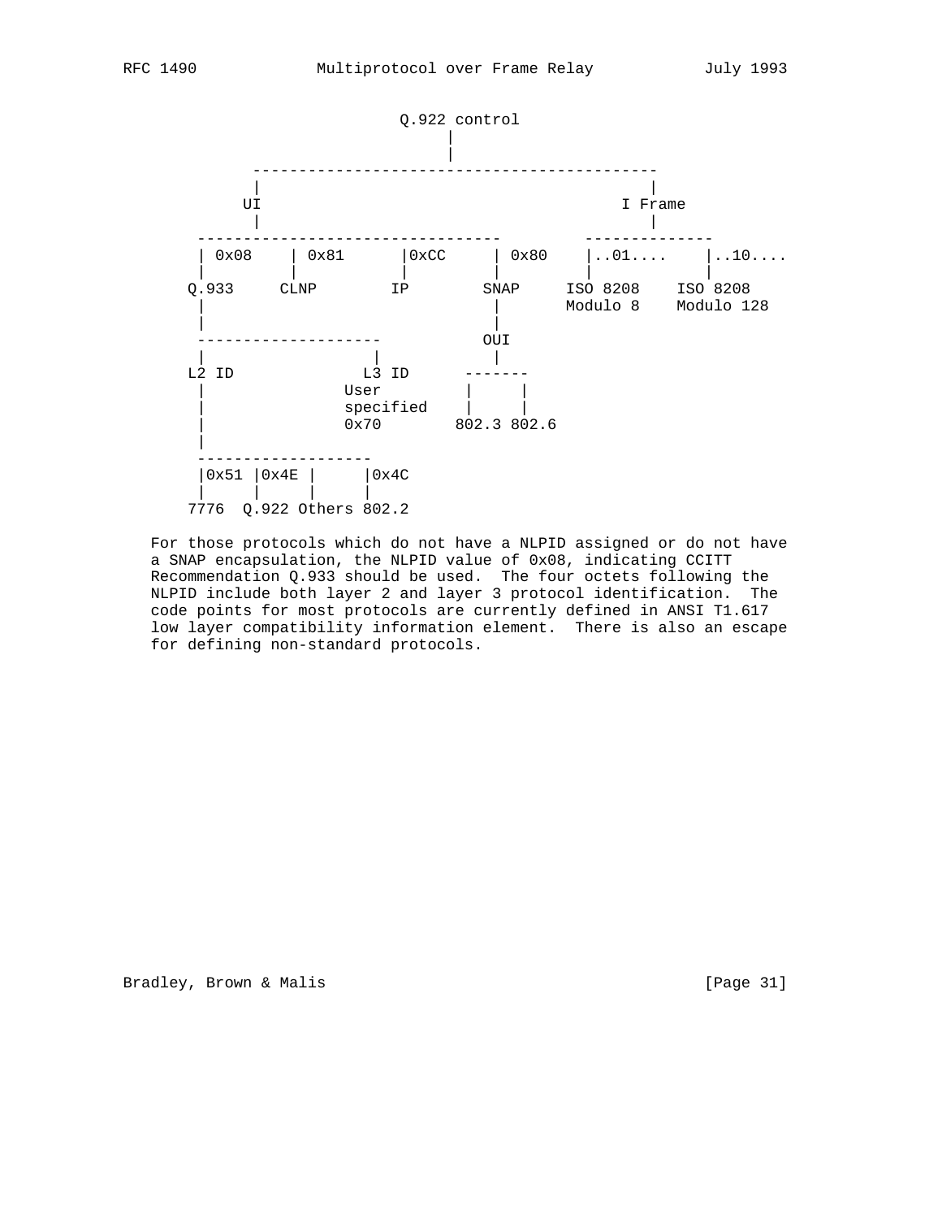```
                             Q.922 control
                                  |
                                  |
            --------------------------------------------
            |                                          |
           UI                                       I Frame
            |                                          |
      ---------------------------------         --------------
      | 0x08    | 0x81      |0xCC     | 0x80    |..01....    |..10....
      |         |           |         |         |            |
     Q.933     CLNP        IP        SNAP     ISO 8208    ISO 8208
      |                               |       Modulo 8    Modulo 128
      |                               |
      --------------------           OUI
      |                  |            |
     L2 ID              L3 ID      -------
      |               User         |     |
      |               specified    |     |
      |               0x70       802.3 802.6
      |
      -------------------
      |0x51 |0x4E |     |0x4C
      |     |     |     |
     7776  Q.922 Others 802.2
```

For those protocols which do not have a NLPID assigned or do not have a SNAP encapsulation, the NLPID value of 0x08, indicating CCITT Recommendation Q.933 should be used. The four octets following the NLPID include both layer 2 and layer 3 protocol identification. The code points for most protocols are currently defined in ANSI T1.617 low layer compatibility information element. There is also an escape for defining non-standard protocols.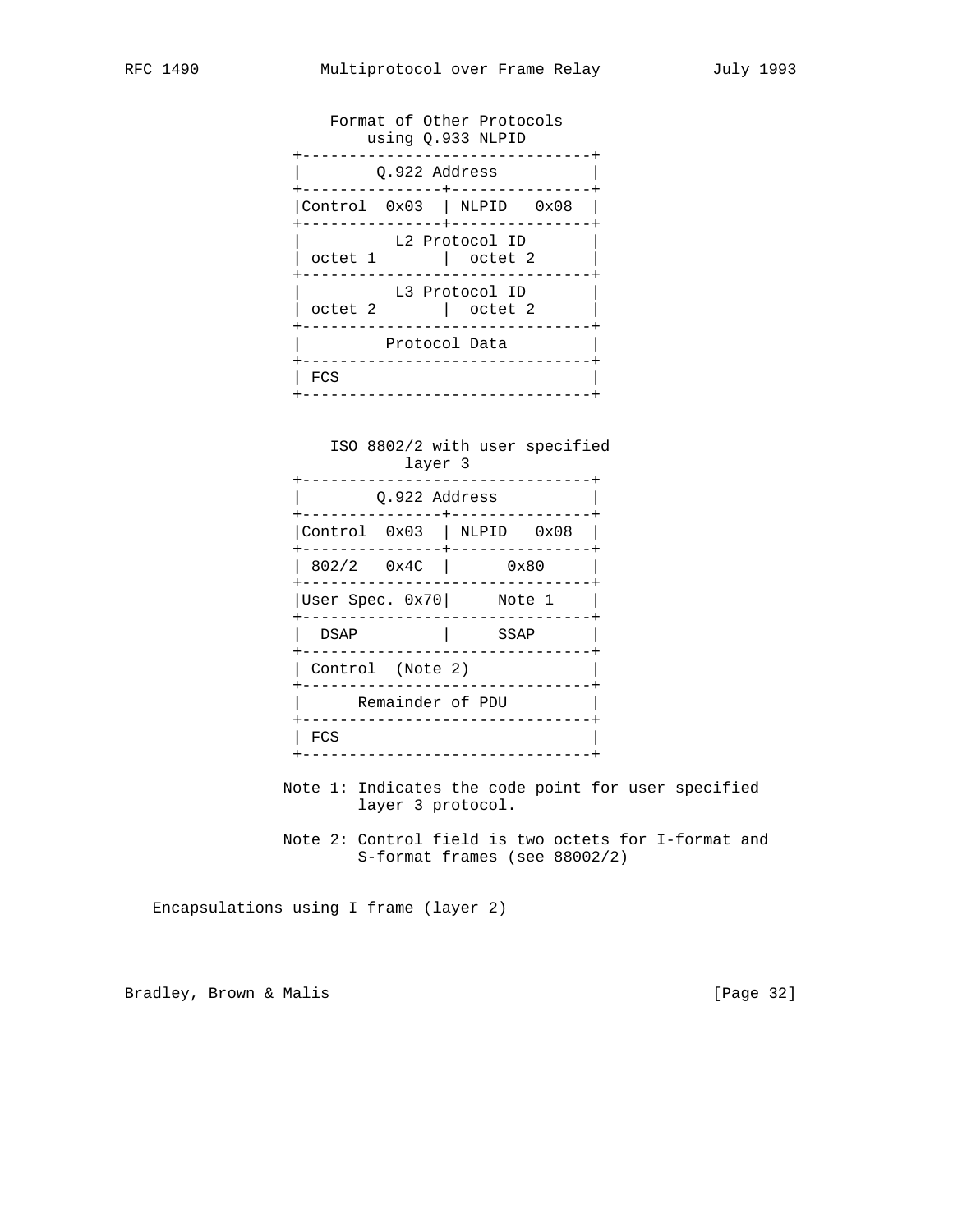```
                 Format of Other Protocols
                     using Q.933 NLPID
               +-------------------------------+
               |        Q.922 Address          |
               +---------------+---------------+
               |Control  0x03  | NLPID   0x08  |
               +---------------+---------------+
               |          L2 Protocol ID       |
               | octet 1       |  octet 2      |
               +-------------------------------+
               |          L3 Protocol ID       |
               | octet 2       |  octet 2      |
               +-------------------------------+
               |         Protocol Data         |
               +-------------------------------+
               | FCS                           |
               +-------------------------------+


                 ISO 8802/2 with user specified
                         layer 3
               +-------------------------------+
               |        Q.922 Address          |
               +---------------+---------------+
               |Control  0x03  | NLPID   0x08  |
               +---------------+---------------+
               | 802/2   0x4C  |      0x80     |
               +-------------------------------+
               |User Spec. 0x70|     Note 1    |
               +-------------------------------+
               |  DSAP         |     SSAP      |
               +-------------------------------+
               | Control  (Note 2)             |
               +-------------------------------+
               |      Remainder of PDU         |
               +-------------------------------+
               | FCS                           |
               +-------------------------------+

              Note 1: Indicates the code point for user specified
                      layer 3 protocol.

              Note 2: Control field is two octets for I-format and
                      S-format frames (see 88002/2)
```

Encapsulations using I frame (layer 2)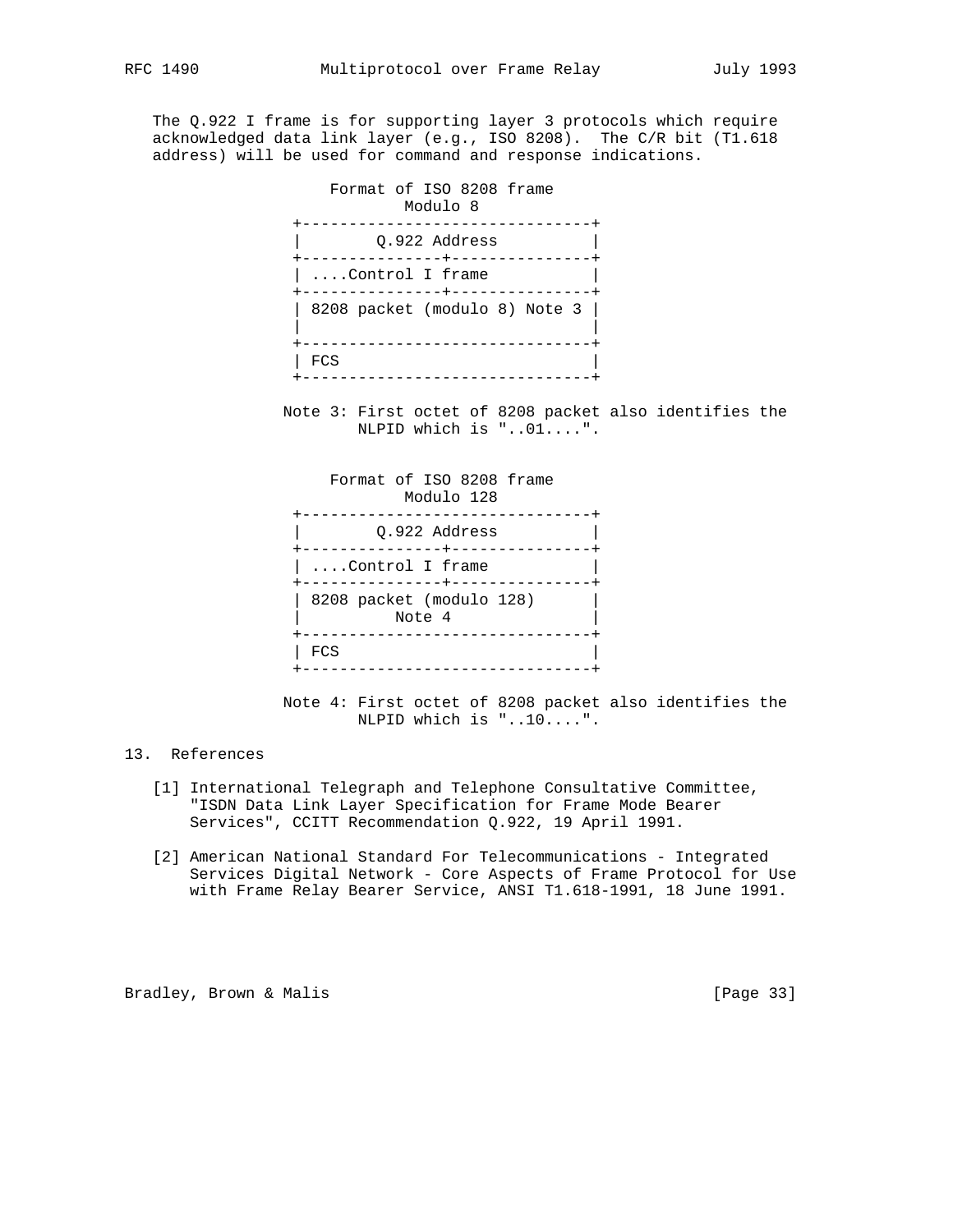The Q.922 I frame is for supporting layer 3 protocols which require acknowledged data link layer (e.g., ISO 8208). The C/R bit (T1.618 address) will be used for command and response indications.

```
                     Format of ISO 8208 frame
                             Modulo 8
                 +-------------------------------+
                 |        Q.922 Address          |
                 +---------------+---------------+
                 | ....Control I frame           |
                 +---------------+---------------+
                 | 8208 packet (modulo 8) Note 3 |
                 |                               |
                 +-------------------------------+
                 | FCS                           |
                 +-------------------------------+

                Note 3: First octet of 8208 packet also identifies the
                        NLPID which is "..01....".


                     Format of ISO 8208 frame
                             Modulo 128
                 +-------------------------------+
                 |        Q.922 Address          |
                 +---------------+---------------+
                 | ....Control I frame           |
                 +---------------+---------------+
                 | 8208 packet (modulo 128)      |
                 |         Note 4                |
                 +-------------------------------+
                 | FCS                           |
                 +-------------------------------+

                Note 4: First octet of 8208 packet also identifies the
                        NLPID which is "..10....".
```

## 13. References

[1] International Telegraph and Telephone Consultative Committee, "ISDN Data Link Layer Specification for Frame Mode Bearer Services", CCITT Recommendation Q.922, 19 April 1991.

[2] American National Standard For Telecommunications - Integrated Services Digital Network - Core Aspects of Frame Protocol for Use with Frame Relay Bearer Service, ANSI T1.618-1991, 18 June 1991.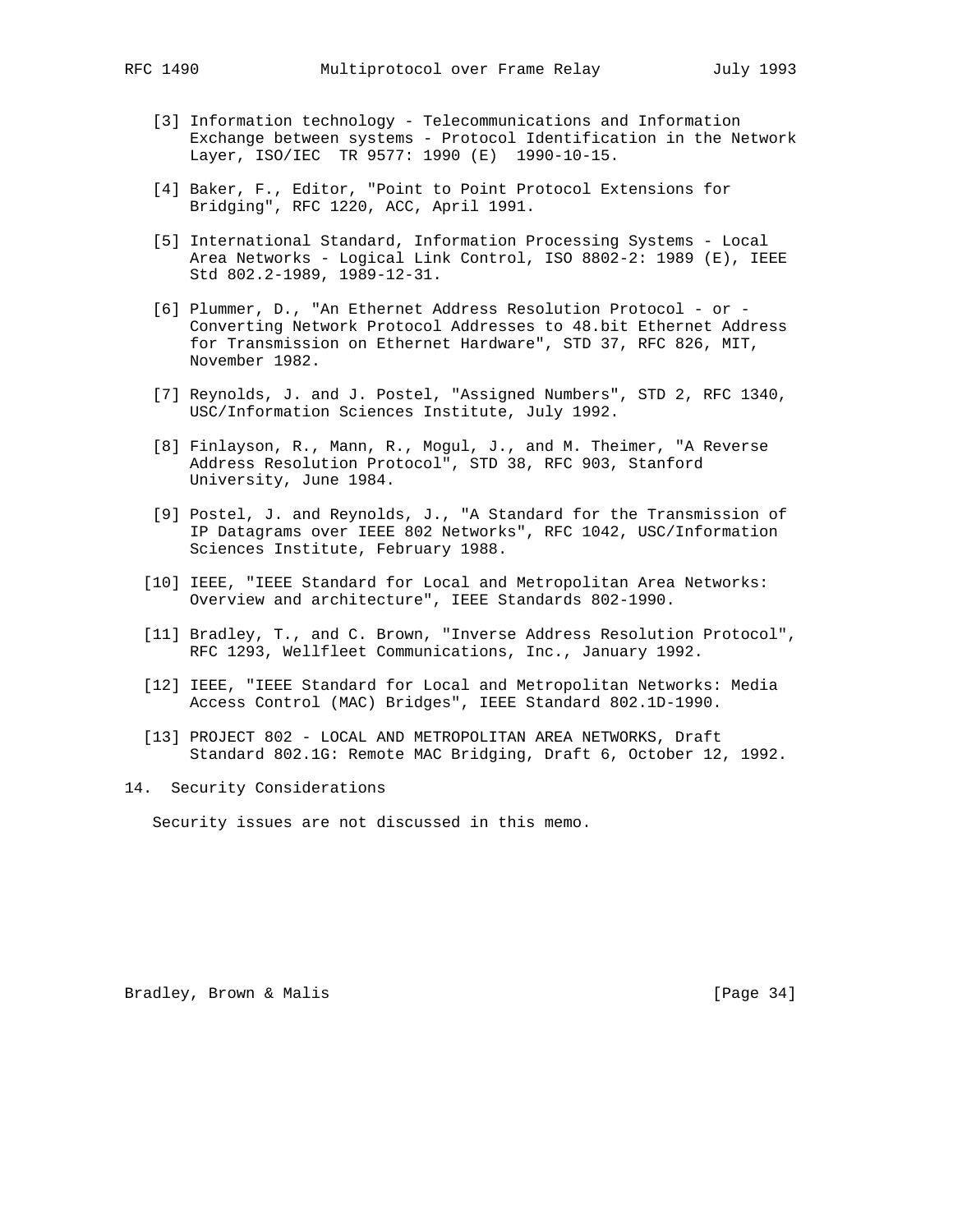[3] Information technology - Telecommunications and Information Exchange between systems - Protocol Identification in the Network Layer, ISO/IEC TR 9577: 1990 (E) 1990-10-15.

[4] Baker, F., Editor, "Point to Point Protocol Extensions for Bridging", RFC 1220, ACC, April 1991.

[5] International Standard, Information Processing Systems - Local Area Networks - Logical Link Control, ISO 8802-2: 1989 (E), IEEE Std 802.2-1989, 1989-12-31.

[6] Plummer, D., "An Ethernet Address Resolution Protocol - or - Converting Network Protocol Addresses to 48.bit Ethernet Address for Transmission on Ethernet Hardware", STD 37, RFC 826, MIT, November 1982.

[7] Reynolds, J. and J. Postel, "Assigned Numbers", STD 2, RFC 1340, USC/Information Sciences Institute, July 1992.

[8] Finlayson, R., Mann, R., Mogul, J., and M. Theimer, "A Reverse Address Resolution Protocol", STD 38, RFC 903, Stanford University, June 1984.

[9] Postel, J. and Reynolds, J., "A Standard for the Transmission of IP Datagrams over IEEE 802 Networks", RFC 1042, USC/Information Sciences Institute, February 1988.

[10] IEEE, "IEEE Standard for Local and Metropolitan Area Networks: Overview and architecture", IEEE Standards 802-1990.

[11] Bradley, T., and C. Brown, "Inverse Address Resolution Protocol", RFC 1293, Wellfleet Communications, Inc., January 1992.

[12] IEEE, "IEEE Standard for Local and Metropolitan Networks: Media Access Control (MAC) Bridges", IEEE Standard 802.1D-1990.

[13] PROJECT 802 - LOCAL AND METROPOLITAN AREA NETWORKS, Draft Standard 802.1G: Remote MAC Bridging, Draft 6, October 12, 1992.

## 14. Security Considerations

Security issues are not discussed in this memo.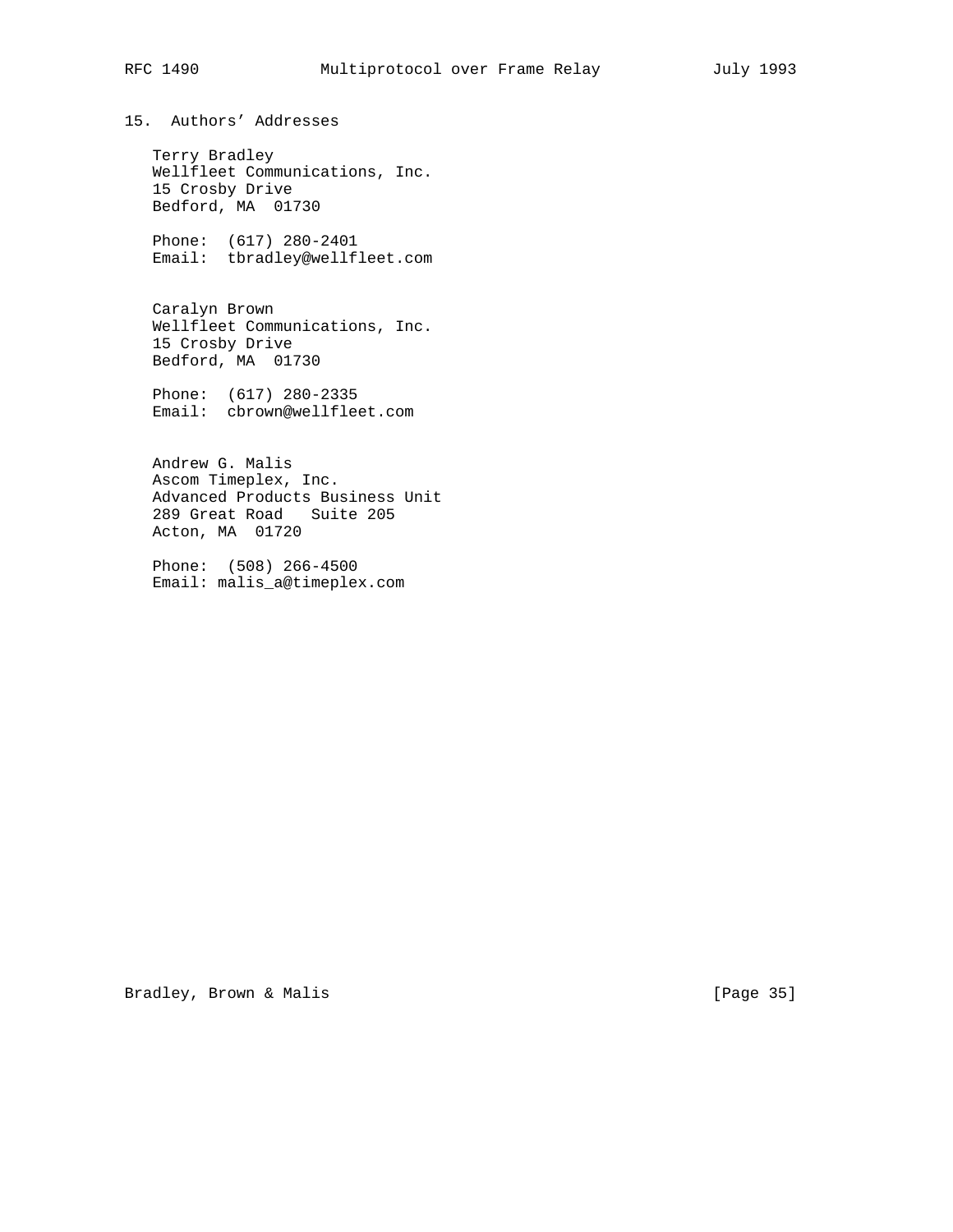## 15. Authors' Addresses

Terry Bradley
Wellfleet Communications, Inc.
15 Crosby Drive
Bedford, MA  01730

Phone:  (617) 280-2401
Email:  tbradley@wellfleet.com

Caralyn Brown
Wellfleet Communications, Inc.
15 Crosby Drive
Bedford, MA  01730

Phone:  (617) 280-2335
Email:  cbrown@wellfleet.com

Andrew G. Malis
Ascom Timeplex, Inc.
Advanced Products Business Unit
289 Great Road   Suite 205
Acton, MA  01720

Phone:  (508) 266-4500
Email: malis_a@timeplex.com